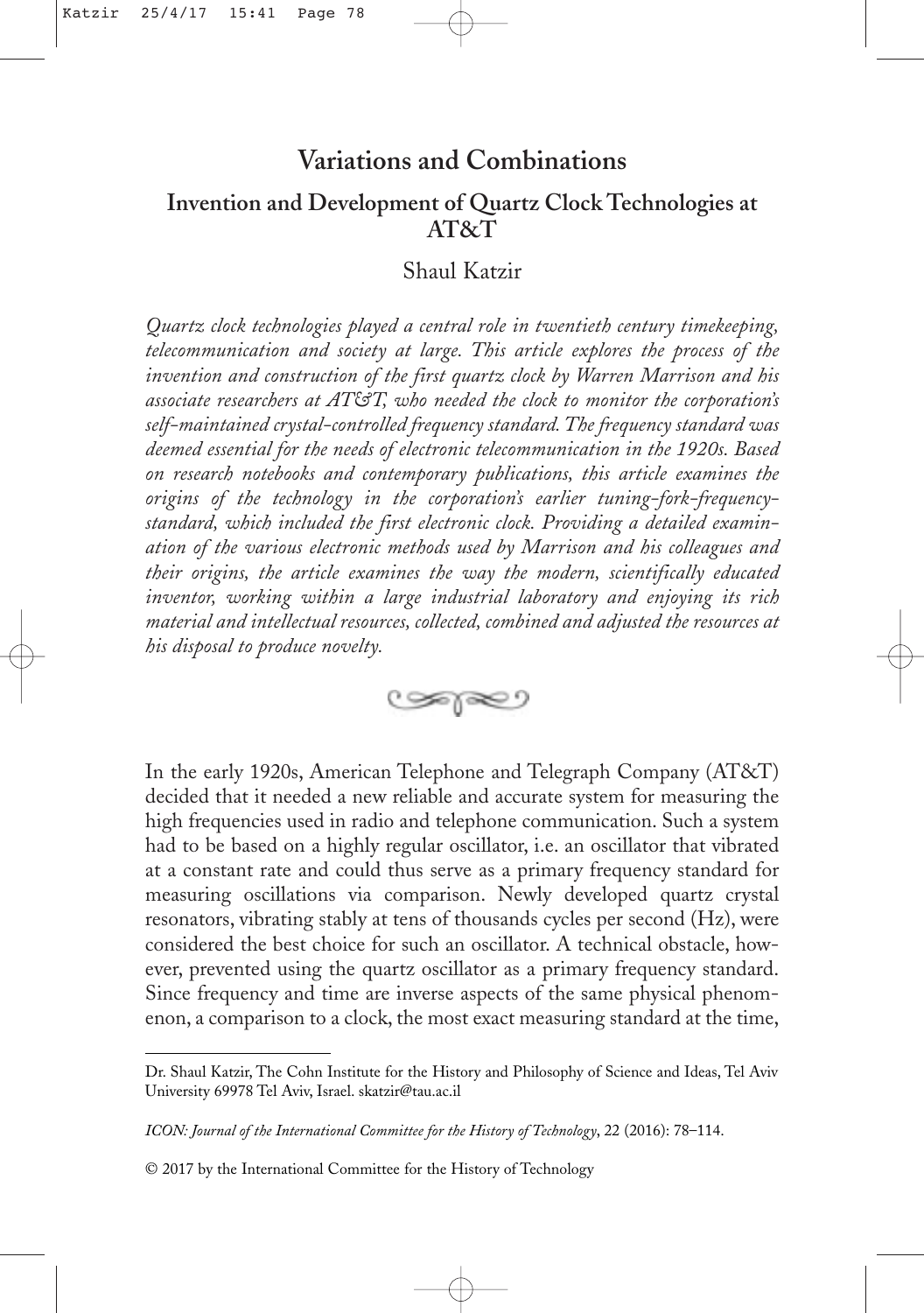# Variations and Combinations

## Invention and Development of Quartz Clock Technologies at AT&T

Shaul Katzir

*Quartz clock technologies played a central role in twentieth century timekeeping, telecommunication and society at large. This article explores the process of the invention and construction of the first quartz clock by Warren Marrison and his associate researchers at AT&T, who needed the clock to monitor the corporation's self-maintained crystal-controlled frequency standard. The frequency standard was deemed essential for the needs of electronic telecommunication in the 1920s. Based on research notebooks and contemporary publications, this article examines the origins of the technology in the corporation's earlier tuning-fork-frequency-standard, which included the first electronic clock. Providing a detailed examination of the various electronic methods used by Marrison and his colleagues and their origins, the article examines the way the modern, scientifically educated inventor, working within a large industrial laboratory and enjoying its rich material and intellectual resources, collected, combined and adjusted the resources at his disposal to produce novelty.*

In the early 1920s, American Telephone and Telegraph Company (AT&T) decided that it needed a new reliable and accurate system for measuring the high frequencies used in radio and telephone communication. Such a system had to be based on a highly regular oscillator, i.e. an oscillator that vibrated at a constant rate and could thus serve as a primary frequency standard for measuring oscillations via comparison. Newly developed quartz crystal resonators, vibrating stably at tens of thousands cycles per second (Hz), were considered the best choice for such an oscillator. A technical obstacle, however, prevented using the quartz oscillator as a primary frequency standard. Since frequency and time are inverse aspects of the same physical phenomenon, a comparison to a clock, the most exact measuring standard at the time,

---

Dr. Shaul Katzir, The Cohn Institute for the History and Philosophy of Science and Ideas, Tel Aviv University 69978 Tel Aviv, Israel. skatzir@tau.ac.il

*ICON: Journal of the International Committee for the History of Technology*, 22 (2016): 78–114.

© 2017 by the International Committee for the History of Technology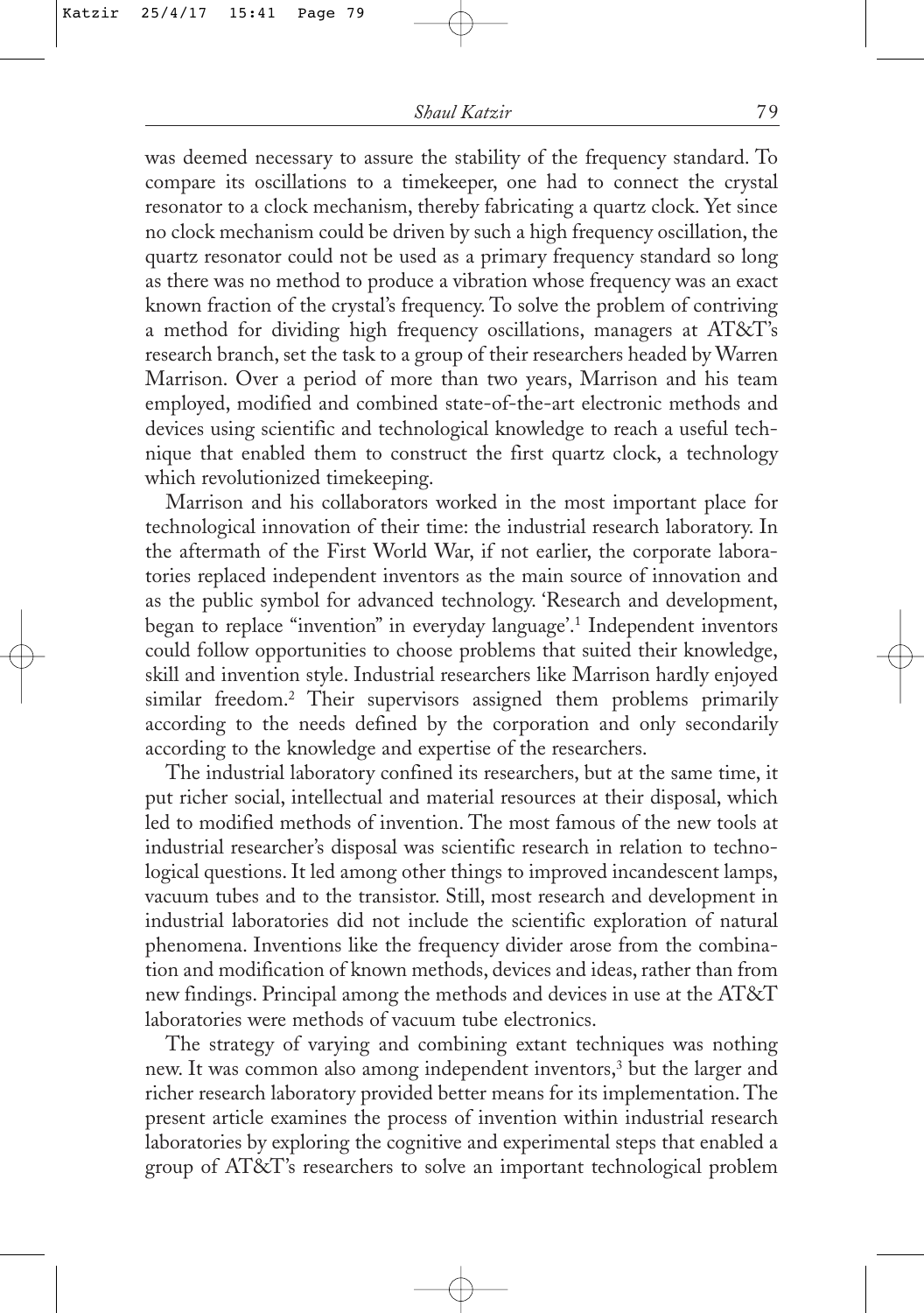was deemed necessary to assure the stability of the frequency standard. To compare its oscillations to a timekeeper, one had to connect the crystal resonator to a clock mechanism, thereby fabricating a quartz clock. Yet since no clock mechanism could be driven by such a high frequency oscillation, the quartz resonator could not be used as a primary frequency standard so long as there was no method to produce a vibration whose frequency was an exact known fraction of the crystal's frequency. To solve the problem of contriving a method for dividing high frequency oscillations, managers at AT&T's research branch, set the task to a group of their researchers headed by Warren Marrison. Over a period of more than two years, Marrison and his team employed, modified and combined state-of-the-art electronic methods and devices using scientific and technological knowledge to reach a useful technique that enabled them to construct the first quartz clock, a technology which revolutionized timekeeping.

Marrison and his collaborators worked in the most important place for technological innovation of their time: the industrial research laboratory. In the aftermath of the First World War, if not earlier, the corporate laboratories replaced independent inventors as the main source of innovation and as the public symbol for advanced technology. 'Research and development, began to replace "invention" in everyday language'.[1] Independent inventors could follow opportunities to choose problems that suited their knowledge, skill and invention style. Industrial researchers like Marrison hardly enjoyed similar freedom.[2] Their supervisors assigned them problems primarily according to the needs defined by the corporation and only secondarily according to the knowledge and expertise of the researchers.

The industrial laboratory confined its researchers, but at the same time, it put richer social, intellectual and material resources at their disposal, which led to modified methods of invention. The most famous of the new tools at industrial researcher's disposal was scientific research in relation to technological questions. It led among other things to improved incandescent lamps, vacuum tubes and to the transistor. Still, most research and development in industrial laboratories did not include the scientific exploration of natural phenomena. Inventions like the frequency divider arose from the combination and modification of known methods, devices and ideas, rather than from new findings. Principal among the methods and devices in use at the AT&T laboratories were methods of vacuum tube electronics.

The strategy of varying and combining extant techniques was nothing new. It was common also among independent inventors,[3] but the larger and richer research laboratory provided better means for its implementation. The present article examines the process of invention within industrial research laboratories by exploring the cognitive and experimental steps that enabled a group of AT&T's researchers to solve an important technological problem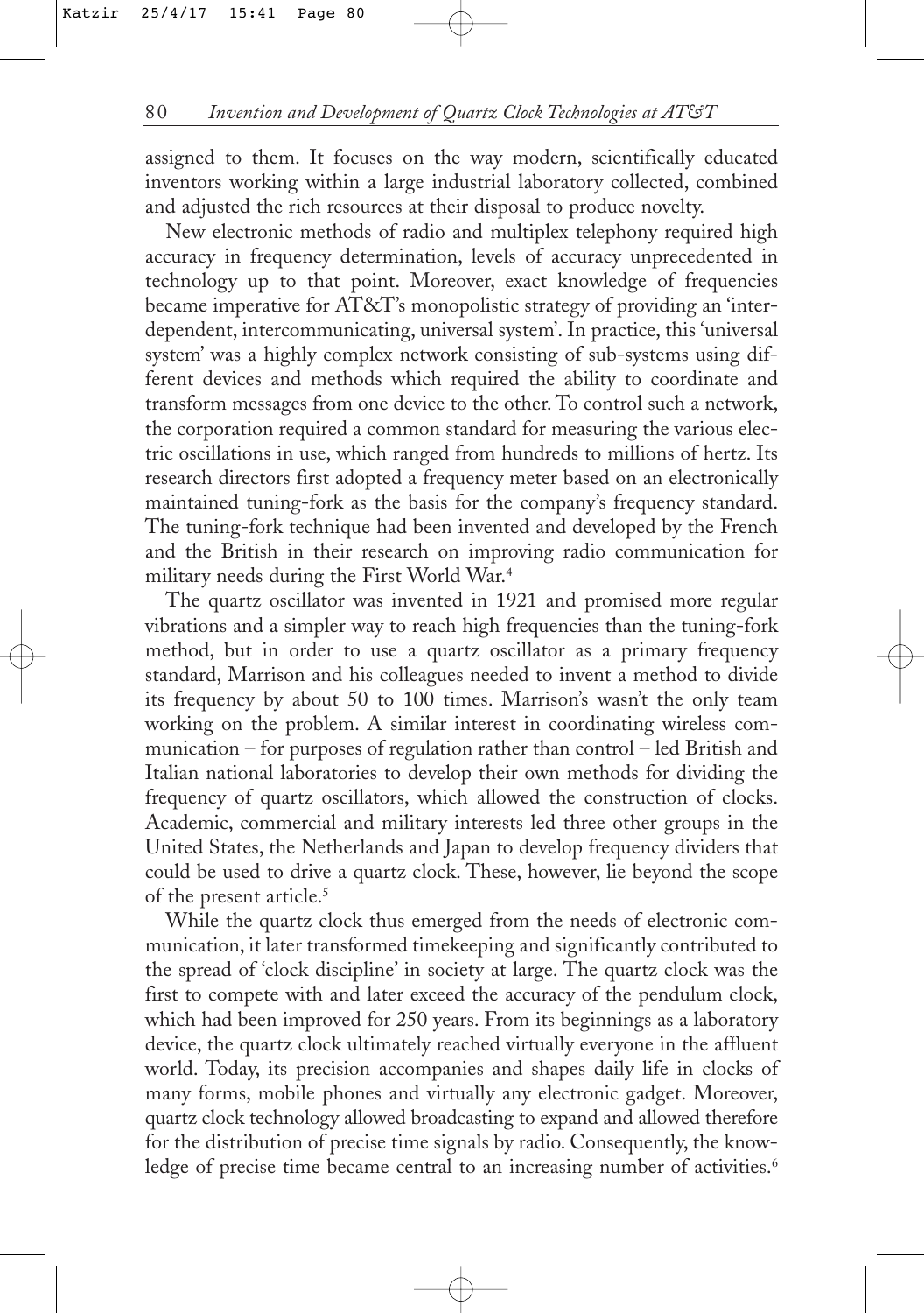assigned to them. It focuses on the way modern, scientifically educated inventors working within a large industrial laboratory collected, combined and adjusted the rich resources at their disposal to produce novelty.

New electronic methods of radio and multiplex telephony required high accuracy in frequency determination, levels of accuracy unprecedented in technology up to that point. Moreover, exact knowledge of frequencies became imperative for AT&T's monopolistic strategy of providing an 'interdependent, intercommunicating, universal system'. In practice, this 'universal system' was a highly complex network consisting of sub-systems using different devices and methods which required the ability to coordinate and transform messages from one device to the other. To control such a network, the corporation required a common standard for measuring the various electric oscillations in use, which ranged from hundreds to millions of hertz. Its research directors first adopted a frequency meter based on an electronically maintained tuning-fork as the basis for the company's frequency standard. The tuning-fork technique had been invented and developed by the French and the British in their research on improving radio communication for military needs during the First World War.[4]

The quartz oscillator was invented in 1921 and promised more regular vibrations and a simpler way to reach high frequencies than the tuning-fork method, but in order to use a quartz oscillator as a primary frequency standard, Marrison and his colleagues needed to invent a method to divide its frequency by about 50 to 100 times. Marrison's wasn't the only team working on the problem. A similar interest in coordinating wireless communication – for purposes of regulation rather than control – led British and Italian national laboratories to develop their own methods for dividing the frequency of quartz oscillators, which allowed the construction of clocks. Academic, commercial and military interests led three other groups in the United States, the Netherlands and Japan to develop frequency dividers that could be used to drive a quartz clock. These, however, lie beyond the scope of the present article.[5]

While the quartz clock thus emerged from the needs of electronic communication, it later transformed timekeeping and significantly contributed to the spread of 'clock discipline' in society at large. The quartz clock was the first to compete with and later exceed the accuracy of the pendulum clock, which had been improved for 250 years. From its beginnings as a laboratory device, the quartz clock ultimately reached virtually everyone in the affluent world. Today, its precision accompanies and shapes daily life in clocks of many forms, mobile phones and virtually any electronic gadget. Moreover, quartz clock technology allowed broadcasting to expand and allowed therefore for the distribution of precise time signals by radio. Consequently, the knowledge of precise time became central to an increasing number of activities.[6]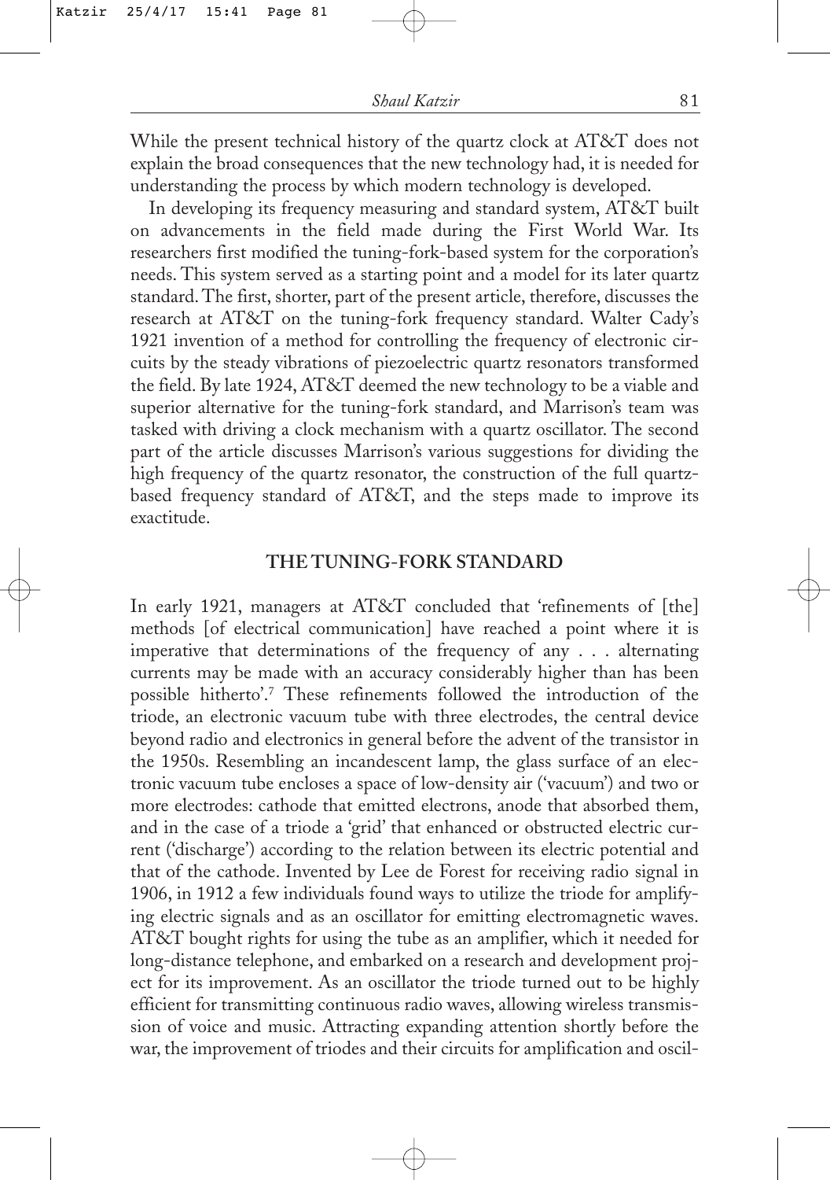While the present technical history of the quartz clock at AT&T does not explain the broad consequences that the new technology had, it is needed for understanding the process by which modern technology is developed.

In developing its frequency measuring and standard system, AT&T built on advancements in the field made during the First World War. Its researchers first modified the tuning-fork-based system for the corporation's needs. This system served as a starting point and a model for its later quartz standard. The first, shorter, part of the present article, therefore, discusses the research at AT&T on the tuning-fork frequency standard. Walter Cady's 1921 invention of a method for controlling the frequency of electronic circuits by the steady vibrations of piezoelectric quartz resonators transformed the field. By late 1924, AT&T deemed the new technology to be a viable and superior alternative for the tuning-fork standard, and Marrison's team was tasked with driving a clock mechanism with a quartz oscillator. The second part of the article discusses Marrison's various suggestions for dividing the high frequency of the quartz resonator, the construction of the full quartz-based frequency standard of AT&T, and the steps made to improve its exactitude.

## THE TUNING-FORK STANDARD

In early 1921, managers at AT&T concluded that 'refinements of [the] methods [of electrical communication] have reached a point where it is imperative that determinations of the frequency of any . . . alternating currents may be made with an accuracy considerably higher than has been possible hitherto'.[7] These refinements followed the introduction of the triode, an electronic vacuum tube with three electrodes, the central device beyond radio and electronics in general before the advent of the transistor in the 1950s. Resembling an incandescent lamp, the glass surface of an electronic vacuum tube encloses a space of low-density air ('vacuum') and two or more electrodes: cathode that emitted electrons, anode that absorbed them, and in the case of a triode a 'grid' that enhanced or obstructed electric current ('discharge') according to the relation between its electric potential and that of the cathode. Invented by Lee de Forest for receiving radio signal in 1906, in 1912 a few individuals found ways to utilize the triode for amplifying electric signals and as an oscillator for emitting electromagnetic waves. AT&T bought rights for using the tube as an amplifier, which it needed for long-distance telephone, and embarked on a research and development project for its improvement. As an oscillator the triode turned out to be highly efficient for transmitting continuous radio waves, allowing wireless transmission of voice and music. Attracting expanding attention shortly before the war, the improvement of triodes and their circuits for amplification and oscil-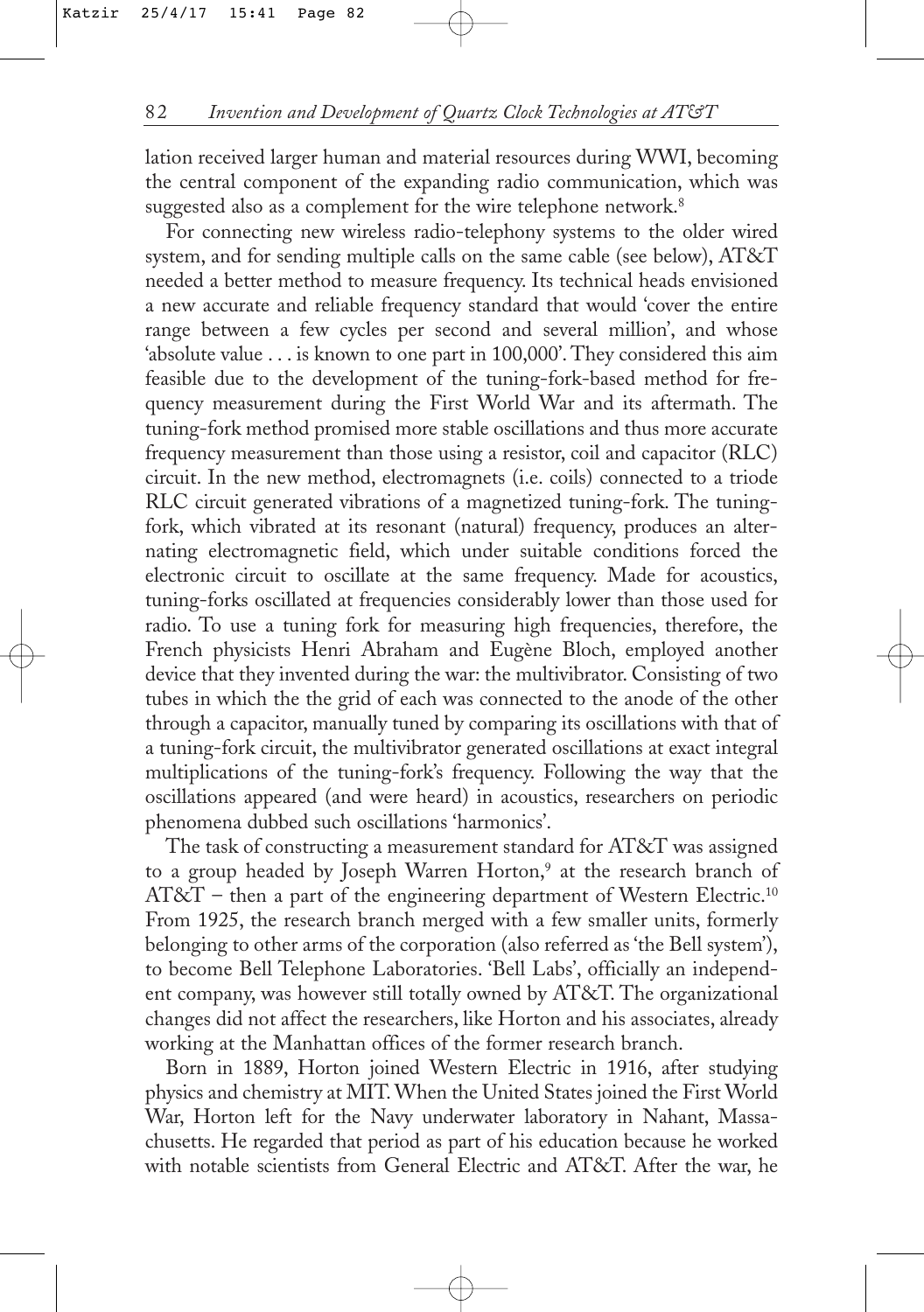lation received larger human and material resources during WWI, becoming the central component of the expanding radio communication, which was suggested also as a complement for the wire telephone network.[8]

For connecting new wireless radio-telephony systems to the older wired system, and for sending multiple calls on the same cable (see below), AT&T needed a better method to measure frequency. Its technical heads envisioned a new accurate and reliable frequency standard that would 'cover the entire range between a few cycles per second and several million', and whose 'absolute value . . . is known to one part in 100,000'. They considered this aim feasible due to the development of the tuning-fork-based method for frequency measurement during the First World War and its aftermath. The tuning-fork method promised more stable oscillations and thus more accurate frequency measurement than those using a resistor, coil and capacitor (RLC) circuit. In the new method, electromagnets (i.e. coils) connected to a triode RLC circuit generated vibrations of a magnetized tuning-fork. The tuning-fork, which vibrated at its resonant (natural) frequency, produces an alternating electromagnetic field, which under suitable conditions forced the electronic circuit to oscillate at the same frequency. Made for acoustics, tuning-forks oscillated at frequencies considerably lower than those used for radio. To use a tuning fork for measuring high frequencies, therefore, the French physicists Henri Abraham and Eugène Bloch, employed another device that they invented during the war: the multivibrator. Consisting of two tubes in which the the grid of each was connected to the anode of the other through a capacitor, manually tuned by comparing its oscillations with that of a tuning-fork circuit, the multivibrator generated oscillations at exact integral multiplications of the tuning-fork's frequency. Following the way that the oscillations appeared (and were heard) in acoustics, researchers on periodic phenomena dubbed such oscillations 'harmonics'.

The task of constructing a measurement standard for AT&T was assigned to a group headed by Joseph Warren Horton,[9] at the research branch of AT&T – then a part of the engineering department of Western Electric.[10] From 1925, the research branch merged with a few smaller units, formerly belonging to other arms of the corporation (also referred as 'the Bell system'), to become Bell Telephone Laboratories. 'Bell Labs', officially an independent company, was however still totally owned by AT&T. The organizational changes did not affect the researchers, like Horton and his associates, already working at the Manhattan offices of the former research branch.

Born in 1889, Horton joined Western Electric in 1916, after studying physics and chemistry at MIT. When the United States joined the First World War, Horton left for the Navy underwater laboratory in Nahant, Massachusetts. He regarded that period as part of his education because he worked with notable scientists from General Electric and AT&T. After the war, he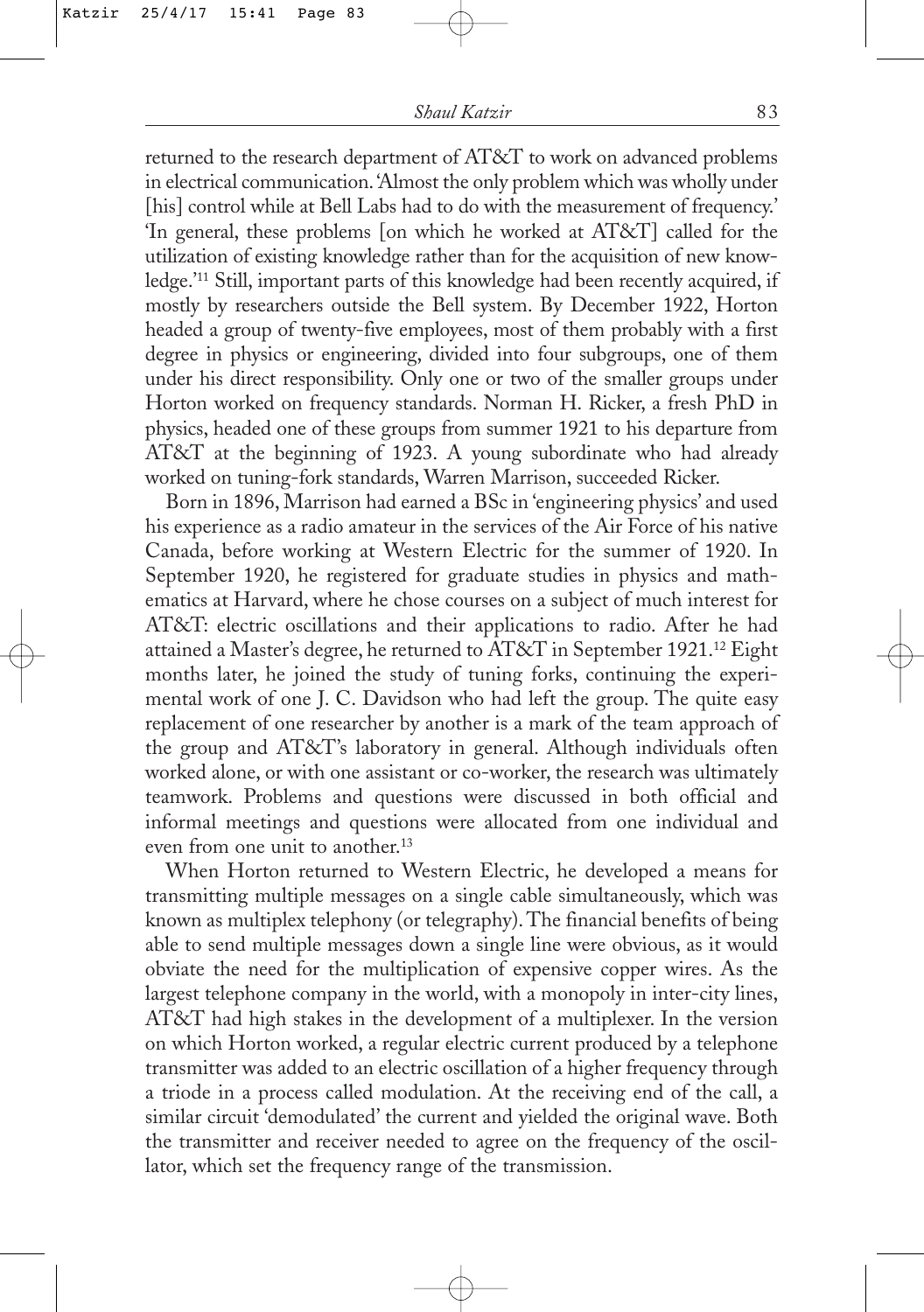returned to the research department of AT&T to work on advanced problems in electrical communication. 'Almost the only problem which was wholly under [his] control while at Bell Labs had to do with the measurement of frequency.' 'In general, these problems [on which he worked at AT&T] called for the utilization of existing knowledge rather than for the acquisition of new knowledge.'[11] Still, important parts of this knowledge had been recently acquired, if mostly by researchers outside the Bell system. By December 1922, Horton headed a group of twenty-five employees, most of them probably with a first degree in physics or engineering, divided into four subgroups, one of them under his direct responsibility. Only one or two of the smaller groups under Horton worked on frequency standards. Norman H. Ricker, a fresh PhD in physics, headed one of these groups from summer 1921 to his departure from AT&T at the beginning of 1923. A young subordinate who had already worked on tuning-fork standards, Warren Marrison, succeeded Ricker.

Born in 1896, Marrison had earned a BSc in 'engineering physics' and used his experience as a radio amateur in the services of the Air Force of his native Canada, before working at Western Electric for the summer of 1920. In September 1920, he registered for graduate studies in physics and mathematics at Harvard, where he chose courses on a subject of much interest for AT&T: electric oscillations and their applications to radio. After he had attained a Master's degree, he returned to AT&T in September 1921.[12] Eight months later, he joined the study of tuning forks, continuing the experimental work of one J. C. Davidson who had left the group. The quite easy replacement of one researcher by another is a mark of the team approach of the group and AT&T's laboratory in general. Although individuals often worked alone, or with one assistant or co-worker, the research was ultimately teamwork. Problems and questions were discussed in both official and informal meetings and questions were allocated from one individual and even from one unit to another.[13]

When Horton returned to Western Electric, he developed a means for transmitting multiple messages on a single cable simultaneously, which was known as multiplex telephony (or telegraphy). The financial benefits of being able to send multiple messages down a single line were obvious, as it would obviate the need for the multiplication of expensive copper wires. As the largest telephone company in the world, with a monopoly in inter-city lines, AT&T had high stakes in the development of a multiplexer. In the version on which Horton worked, a regular electric current produced by a telephone transmitter was added to an electric oscillation of a higher frequency through a triode in a process called modulation. At the receiving end of the call, a similar circuit 'demodulated' the current and yielded the original wave. Both the transmitter and receiver needed to agree on the frequency of the oscillator, which set the frequency range of the transmission.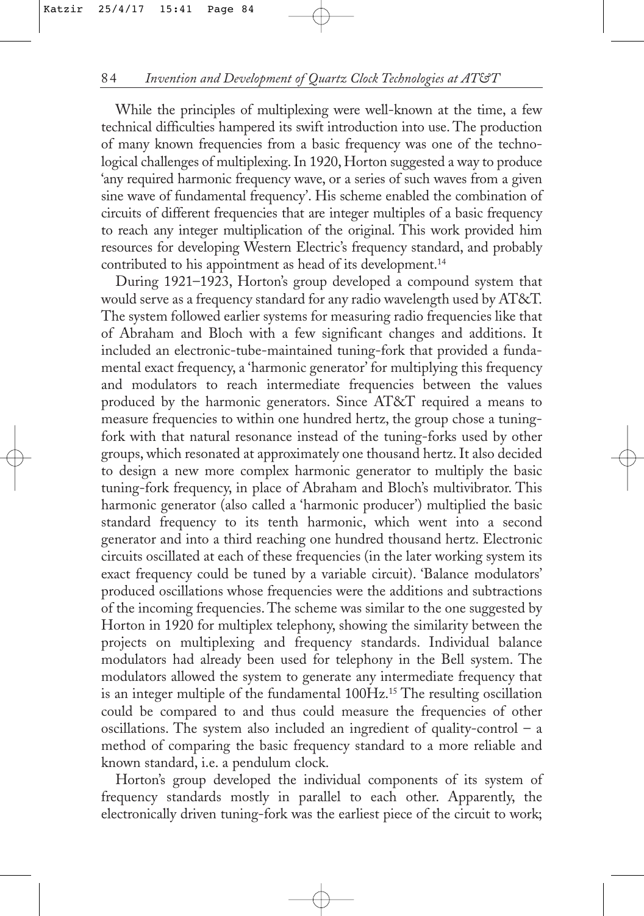While the principles of multiplexing were well-known at the time, a few technical difficulties hampered its swift introduction into use. The production of many known frequencies from a basic frequency was one of the technological challenges of multiplexing. In 1920, Horton suggested a way to produce 'any required harmonic frequency wave, or a series of such waves from a given sine wave of fundamental frequency'. His scheme enabled the combination of circuits of different frequencies that are integer multiples of a basic frequency to reach any integer multiplication of the original. This work provided him resources for developing Western Electric's frequency standard, and probably contributed to his appointment as head of its development.[14]

During 1921–1923, Horton's group developed a compound system that would serve as a frequency standard for any radio wavelength used by AT&T. The system followed earlier systems for measuring radio frequencies like that of Abraham and Bloch with a few significant changes and additions. It included an electronic-tube-maintained tuning-fork that provided a fundamental exact frequency, a 'harmonic generator' for multiplying this frequency and modulators to reach intermediate frequencies between the values produced by the harmonic generators. Since AT&T required a means to measure frequencies to within one hundred hertz, the group chose a tuning-fork with that natural resonance instead of the tuning-forks used by other groups, which resonated at approximately one thousand hertz. It also decided to design a new more complex harmonic generator to multiply the basic tuning-fork frequency, in place of Abraham and Bloch's multivibrator. This harmonic generator (also called a 'harmonic producer') multiplied the basic standard frequency to its tenth harmonic, which went into a second generator and into a third reaching one hundred thousand hertz. Electronic circuits oscillated at each of these frequencies (in the later working system its exact frequency could be tuned by a variable circuit). 'Balance modulators' produced oscillations whose frequencies were the additions and subtractions of the incoming frequencies. The scheme was similar to the one suggested by Horton in 1920 for multiplex telephony, showing the similarity between the projects on multiplexing and frequency standards. Individual balance modulators had already been used for telephony in the Bell system. The modulators allowed the system to generate any intermediate frequency that is an integer multiple of the fundamental 100Hz.[15] The resulting oscillation could be compared to and thus could measure the frequencies of other oscillations. The system also included an ingredient of quality-control – a method of comparing the basic frequency standard to a more reliable and known standard, i.e. a pendulum clock.

Horton's group developed the individual components of its system of frequency standards mostly in parallel to each other. Apparently, the electronically driven tuning-fork was the earliest piece of the circuit to work;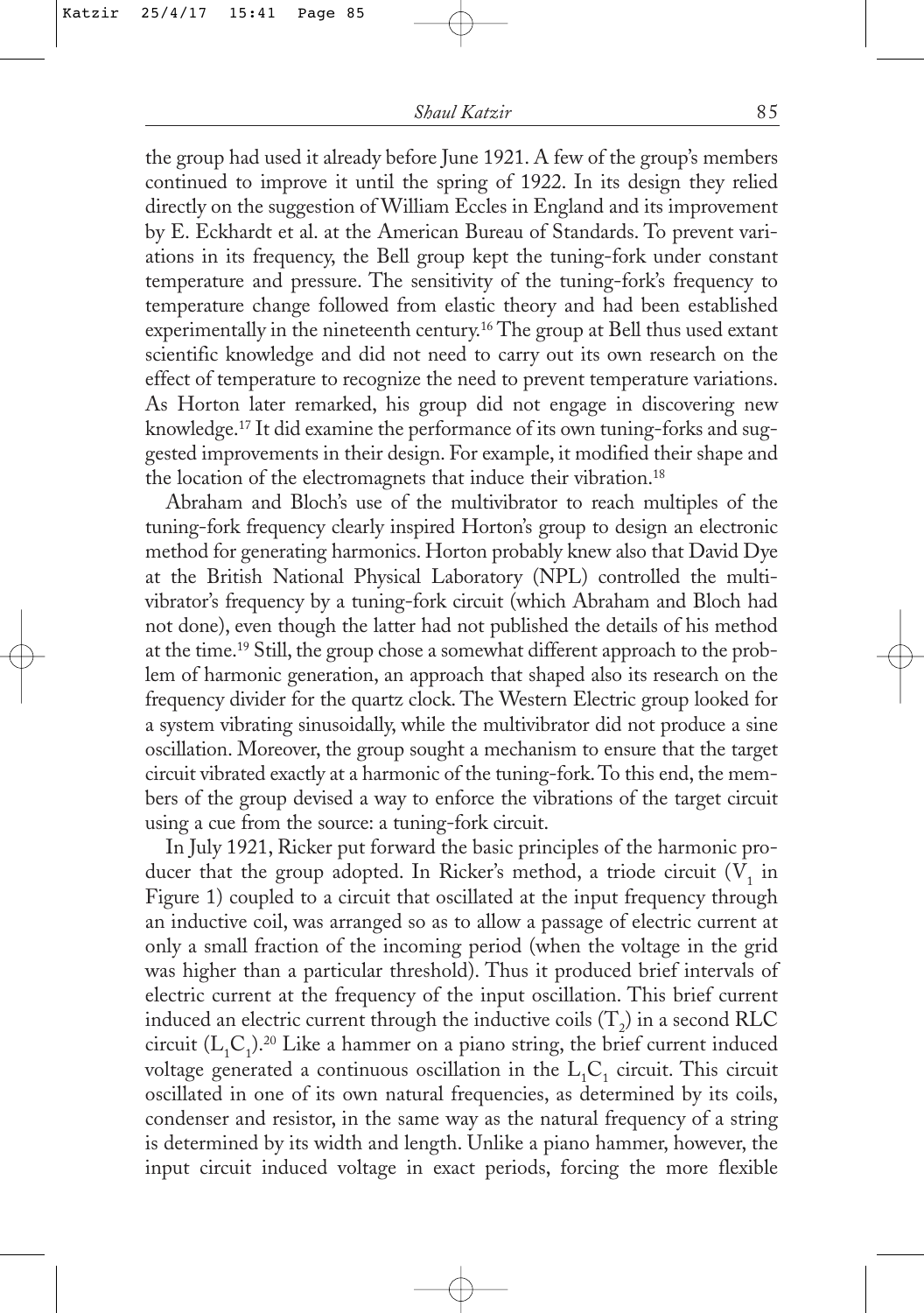the group had used it already before June 1921. A few of the group's members continued to improve it until the spring of 1922. In its design they relied directly on the suggestion of William Eccles in England and its improvement by E. Eckhardt et al. at the American Bureau of Standards. To prevent variations in its frequency, the Bell group kept the tuning-fork under constant temperature and pressure. The sensitivity of the tuning-fork's frequency to temperature change followed from elastic theory and had been established experimentally in the nineteenth century.[16] The group at Bell thus used extant scientific knowledge and did not need to carry out its own research on the effect of temperature to recognize the need to prevent temperature variations. As Horton later remarked, his group did not engage in discovering new knowledge.[17] It did examine the performance of its own tuning-forks and suggested improvements in their design. For example, it modified their shape and the location of the electromagnets that induce their vibration.[18]

Abraham and Bloch's use of the multivibrator to reach multiples of the tuning-fork frequency clearly inspired Horton's group to design an electronic method for generating harmonics. Horton probably knew also that David Dye at the British National Physical Laboratory (NPL) controlled the multivibrator's frequency by a tuning-fork circuit (which Abraham and Bloch had not done), even though the latter had not published the details of his method at the time.[19] Still, the group chose a somewhat different approach to the problem of harmonic generation, an approach that shaped also its research on the frequency divider for the quartz clock. The Western Electric group looked for a system vibrating sinusoidally, while the multivibrator did not produce a sine oscillation. Moreover, the group sought a mechanism to ensure that the target circuit vibrated exactly at a harmonic of the tuning-fork. To this end, the members of the group devised a way to enforce the vibrations of the target circuit using a cue from the source: a tuning-fork circuit.

In July 1921, Ricker put forward the basic principles of the harmonic producer that the group adopted. In Ricker's method, a triode circuit ($V_1$ in Figure 1) coupled to a circuit that oscillated at the input frequency through an inductive coil, was arranged so as to allow a passage of electric current at only a small fraction of the incoming period (when the voltage in the grid was higher than a particular threshold). Thus it produced brief intervals of electric current at the frequency of the input oscillation. This brief current induced an electric current through the inductive coils ($T_2$) in a second RLC circuit ($L_1C_1$).[20] Like a hammer on a piano string, the brief current induced voltage generated a continuous oscillation in the $L_1C_1$ circuit. This circuit oscillated in one of its own natural frequencies, as determined by its coils, condenser and resistor, in the same way as the natural frequency of a string is determined by its width and length. Unlike a piano hammer, however, the input circuit induced voltage in exact periods, forcing the more flexible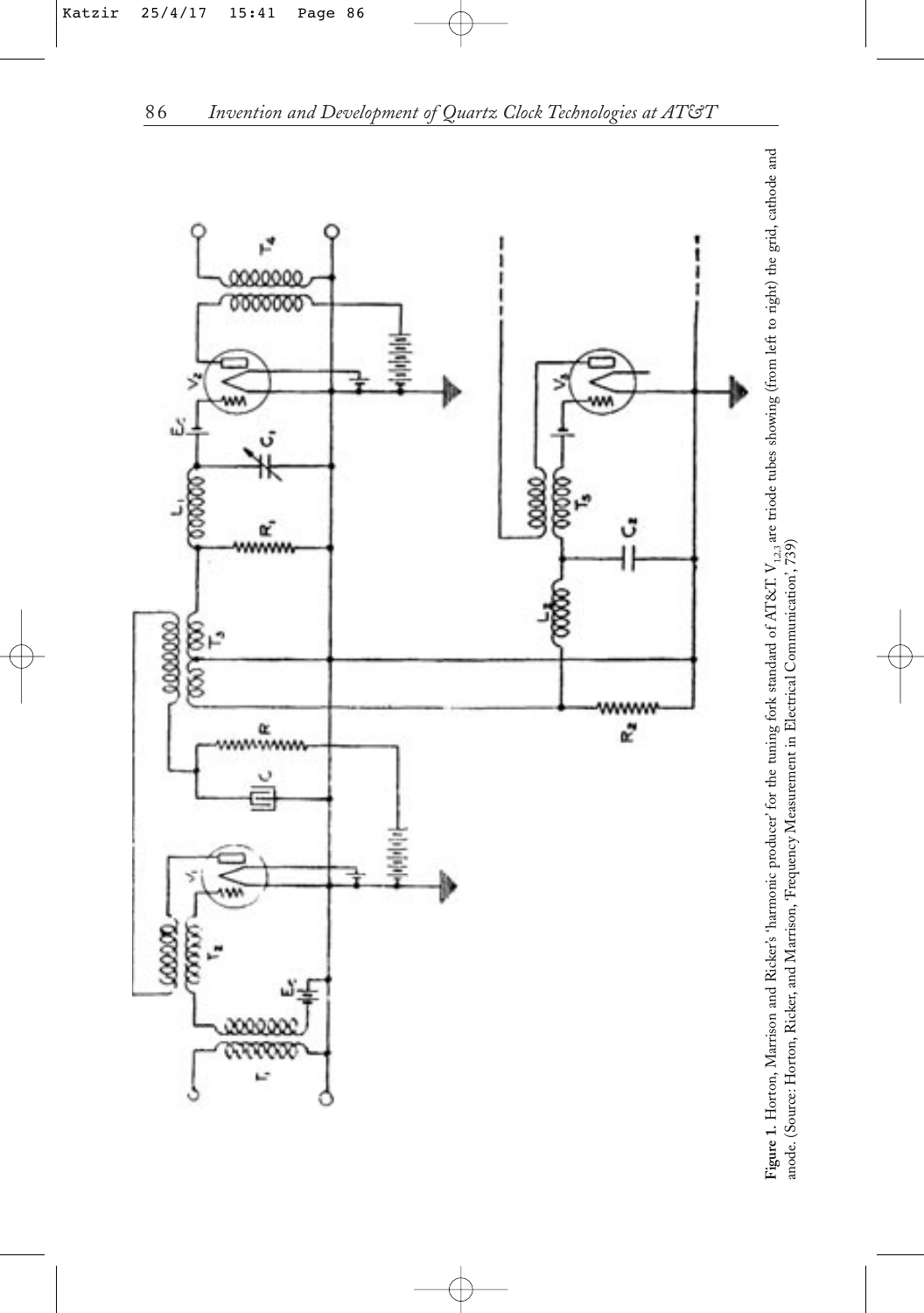**Figure 1.** Horton, Marrison and Ricker's 'harmonic producer' for the tuning fork standard of AT&T. $V_{1,2,3}$ are triode tubes showing (from left to right) the grid, cathode and anode. (Source: Horton, Ricker, and Marrison, 'Frequency Measurement in Electrical Communication', 739)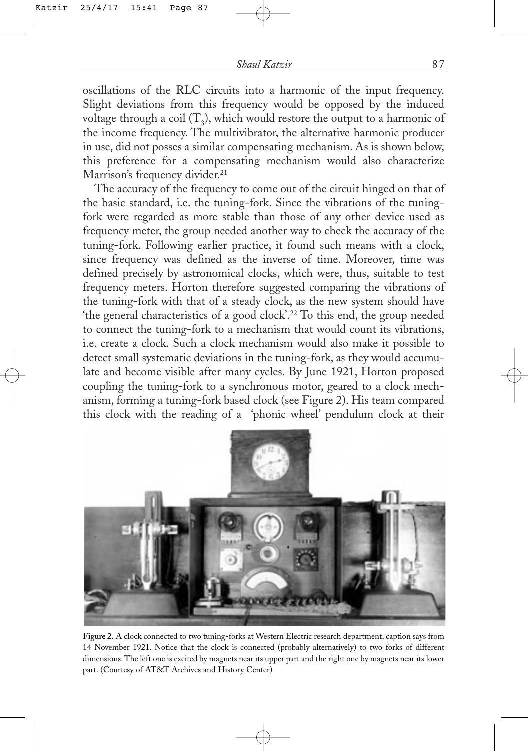oscillations of the RLC circuits into a harmonic of the input frequency. Slight deviations from this frequency would be opposed by the induced voltage through a coil ($T_3$), which would restore the output to a harmonic of the income frequency. The multivibrator, the alternative harmonic producer in use, did not posses a similar compensating mechanism. As is shown below, this preference for a compensating mechanism would also characterize Marrison's frequency divider.[21]

The accuracy of the frequency to come out of the circuit hinged on that of the basic standard, i.e. the tuning-fork. Since the vibrations of the tuning-fork were regarded as more stable than those of any other device used as frequency meter, the group needed another way to check the accuracy of the tuning-fork. Following earlier practice, it found such means with a clock, since frequency was defined as the inverse of time. Moreover, time was defined precisely by astronomical clocks, which were, thus, suitable to test frequency meters. Horton therefore suggested comparing the vibrations of the tuning-fork with that of a steady clock, as the new system should have 'the general characteristics of a good clock'.[22] To this end, the group needed to connect the tuning-fork to a mechanism that would count its vibrations, i.e. create a clock. Such a clock mechanism would also make it possible to detect small systematic deviations in the tuning-fork, as they would accumulate and become visible after many cycles. By June 1921, Horton proposed coupling the tuning-fork to a synchronous motor, geared to a clock mechanism, forming a tuning-fork based clock (see Figure 2). His team compared this clock with the reading of a 'phonic wheel' pendulum clock at their

**Figure 2.** A clock connected to two tuning-forks at Western Electric research department, caption says from 14 November 1921. Notice that the clock is connected (probably alternatively) to two forks of different dimensions. The left one is excited by magnets near its upper part and the right one by magnets near its lower part. (Courtesy of AT&T Archives and History Center)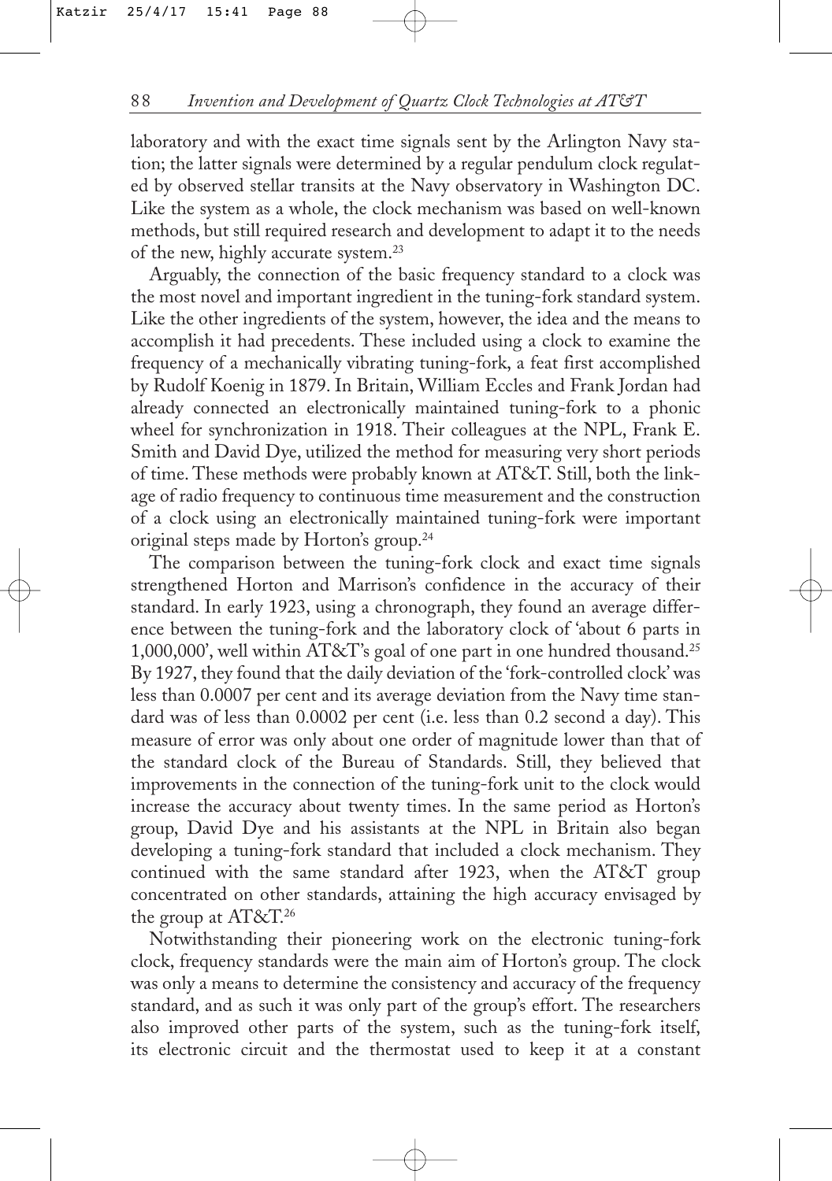laboratory and with the exact time signals sent by the Arlington Navy station; the latter signals were determined by a regular pendulum clock regulated by observed stellar transits at the Navy observatory in Washington DC. Like the system as a whole, the clock mechanism was based on well-known methods, but still required research and development to adapt it to the needs of the new, highly accurate system.[23]

Arguably, the connection of the basic frequency standard to a clock was the most novel and important ingredient in the tuning-fork standard system. Like the other ingredients of the system, however, the idea and the means to accomplish it had precedents. These included using a clock to examine the frequency of a mechanically vibrating tuning-fork, a feat first accomplished by Rudolf Koenig in 1879. In Britain, William Eccles and Frank Jordan had already connected an electronically maintained tuning-fork to a phonic wheel for synchronization in 1918. Their colleagues at the NPL, Frank E. Smith and David Dye, utilized the method for measuring very short periods of time. These methods were probably known at AT&T. Still, both the linkage of radio frequency to continuous time measurement and the construction of a clock using an electronically maintained tuning-fork were important original steps made by Horton's group.[24]

The comparison between the tuning-fork clock and exact time signals strengthened Horton and Marrison's confidence in the accuracy of their standard. In early 1923, using a chronograph, they found an average difference between the tuning-fork and the laboratory clock of 'about 6 parts in 1,000,000', well within AT&T's goal of one part in one hundred thousand.[25] By 1927, they found that the daily deviation of the 'fork-controlled clock' was less than 0.0007 per cent and its average deviation from the Navy time standard was of less than 0.0002 per cent (i.e. less than 0.2 second a day). This measure of error was only about one order of magnitude lower than that of the standard clock of the Bureau of Standards. Still, they believed that improvements in the connection of the tuning-fork unit to the clock would increase the accuracy about twenty times. In the same period as Horton's group, David Dye and his assistants at the NPL in Britain also began developing a tuning-fork standard that included a clock mechanism. They continued with the same standard after 1923, when the AT&T group concentrated on other standards, attaining the high accuracy envisaged by the group at AT&T.[26]

Notwithstanding their pioneering work on the electronic tuning-fork clock, frequency standards were the main aim of Horton's group. The clock was only a means to determine the consistency and accuracy of the frequency standard, and as such it was only part of the group's effort. The researchers also improved other parts of the system, such as the tuning-fork itself, its electronic circuit and the thermostat used to keep it at a constant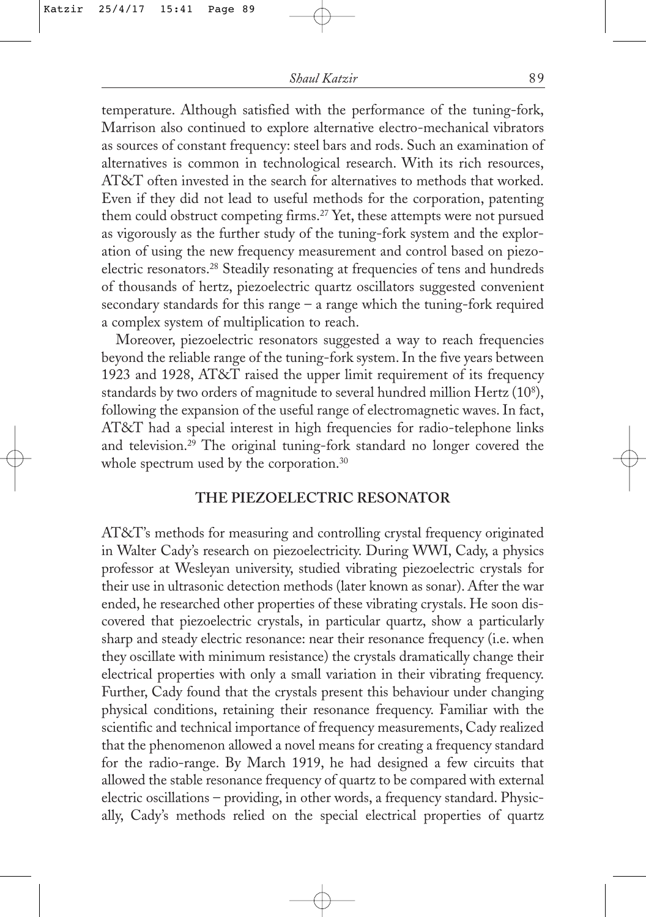temperature. Although satisfied with the performance of the tuning-fork, Marrison also continued to explore alternative electro-mechanical vibrators as sources of constant frequency: steel bars and rods. Such an examination of alternatives is common in technological research. With its rich resources, AT&T often invested in the search for alternatives to methods that worked. Even if they did not lead to useful methods for the corporation, patenting them could obstruct competing firms.[27] Yet, these attempts were not pursued as vigorously as the further study of the tuning-fork system and the exploration of using the new frequency measurement and control based on piezoelectric resonators.[28] Steadily resonating at frequencies of tens and hundreds of thousands of hertz, piezoelectric quartz oscillators suggested convenient secondary standards for this range – a range which the tuning-fork required a complex system of multiplication to reach.

Moreover, piezoelectric resonators suggested a way to reach frequencies beyond the reliable range of the tuning-fork system. In the five years between 1923 and 1928, AT&T raised the upper limit requirement of its frequency standards by two orders of magnitude to several hundred million Hertz ($10^8$), following the expansion of the useful range of electromagnetic waves. In fact, AT&T had a special interest in high frequencies for radio-telephone links and television.[29] The original tuning-fork standard no longer covered the whole spectrum used by the corporation.[30]

## THE PIEZOELECTRIC RESONATOR

AT&T's methods for measuring and controlling crystal frequency originated in Walter Cady's research on piezoelectricity. During WWI, Cady, a physics professor at Wesleyan university, studied vibrating piezoelectric crystals for their use in ultrasonic detection methods (later known as sonar). After the war ended, he researched other properties of these vibrating crystals. He soon discovered that piezoelectric crystals, in particular quartz, show a particularly sharp and steady electric resonance: near their resonance frequency (i.e. when they oscillate with minimum resistance) the crystals dramatically change their electrical properties with only a small variation in their vibrating frequency. Further, Cady found that the crystals present this behaviour under changing physical conditions, retaining their resonance frequency. Familiar with the scientific and technical importance of frequency measurements, Cady realized that the phenomenon allowed a novel means for creating a frequency standard for the radio-range. By March 1919, he had designed a few circuits that allowed the stable resonance frequency of quartz to be compared with external electric oscillations – providing, in other words, a frequency standard. Physically, Cady's methods relied on the special electrical properties of quartz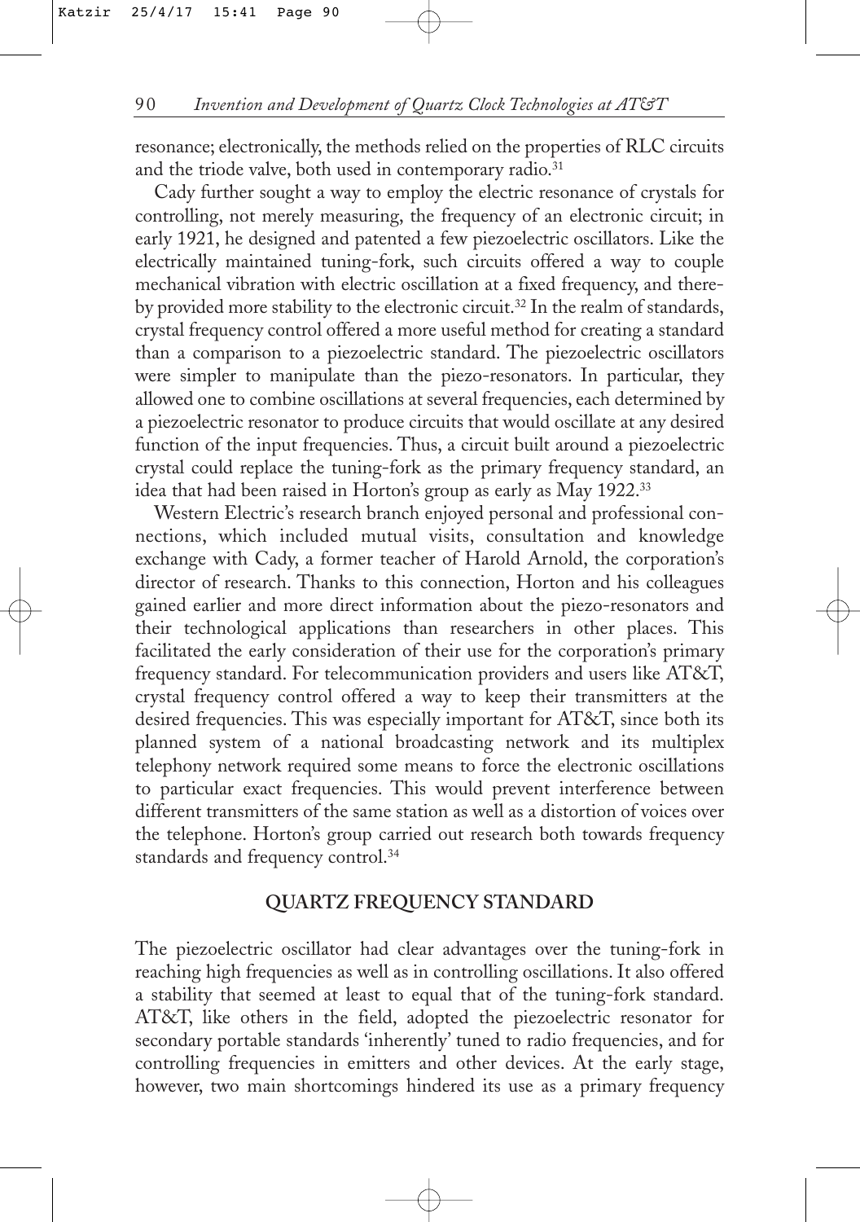resonance; electronically, the methods relied on the properties of RLC circuits and the triode valve, both used in contemporary radio.[31]

Cady further sought a way to employ the electric resonance of crystals for controlling, not merely measuring, the frequency of an electronic circuit; in early 1921, he designed and patented a few piezoelectric oscillators. Like the electrically maintained tuning-fork, such circuits offered a way to couple mechanical vibration with electric oscillation at a fixed frequency, and thereby provided more stability to the electronic circuit.[32] In the realm of standards, crystal frequency control offered a more useful method for creating a standard than a comparison to a piezoelectric standard. The piezoelectric oscillators were simpler to manipulate than the piezo-resonators. In particular, they allowed one to combine oscillations at several frequencies, each determined by a piezoelectric resonator to produce circuits that would oscillate at any desired function of the input frequencies. Thus, a circuit built around a piezoelectric crystal could replace the tuning-fork as the primary frequency standard, an idea that had been raised in Horton's group as early as May 1922.[33]

Western Electric's research branch enjoyed personal and professional connections, which included mutual visits, consultation and knowledge exchange with Cady, a former teacher of Harold Arnold, the corporation's director of research. Thanks to this connection, Horton and his colleagues gained earlier and more direct information about the piezo-resonators and their technological applications than researchers in other places. This facilitated the early consideration of their use for the corporation's primary frequency standard. For telecommunication providers and users like AT&T, crystal frequency control offered a way to keep their transmitters at the desired frequencies. This was especially important for AT&T, since both its planned system of a national broadcasting network and its multiplex telephony network required some means to force the electronic oscillations to particular exact frequencies. This would prevent interference between different transmitters of the same station as well as a distortion of voices over the telephone. Horton's group carried out research both towards frequency standards and frequency control.[34]

## QUARTZ FREQUENCY STANDARD

The piezoelectric oscillator had clear advantages over the tuning-fork in reaching high frequencies as well as in controlling oscillations. It also offered a stability that seemed at least to equal that of the tuning-fork standard. AT&T, like others in the field, adopted the piezoelectric resonator for secondary portable standards 'inherently' tuned to radio frequencies, and for controlling frequencies in emitters and other devices. At the early stage, however, two main shortcomings hindered its use as a primary frequency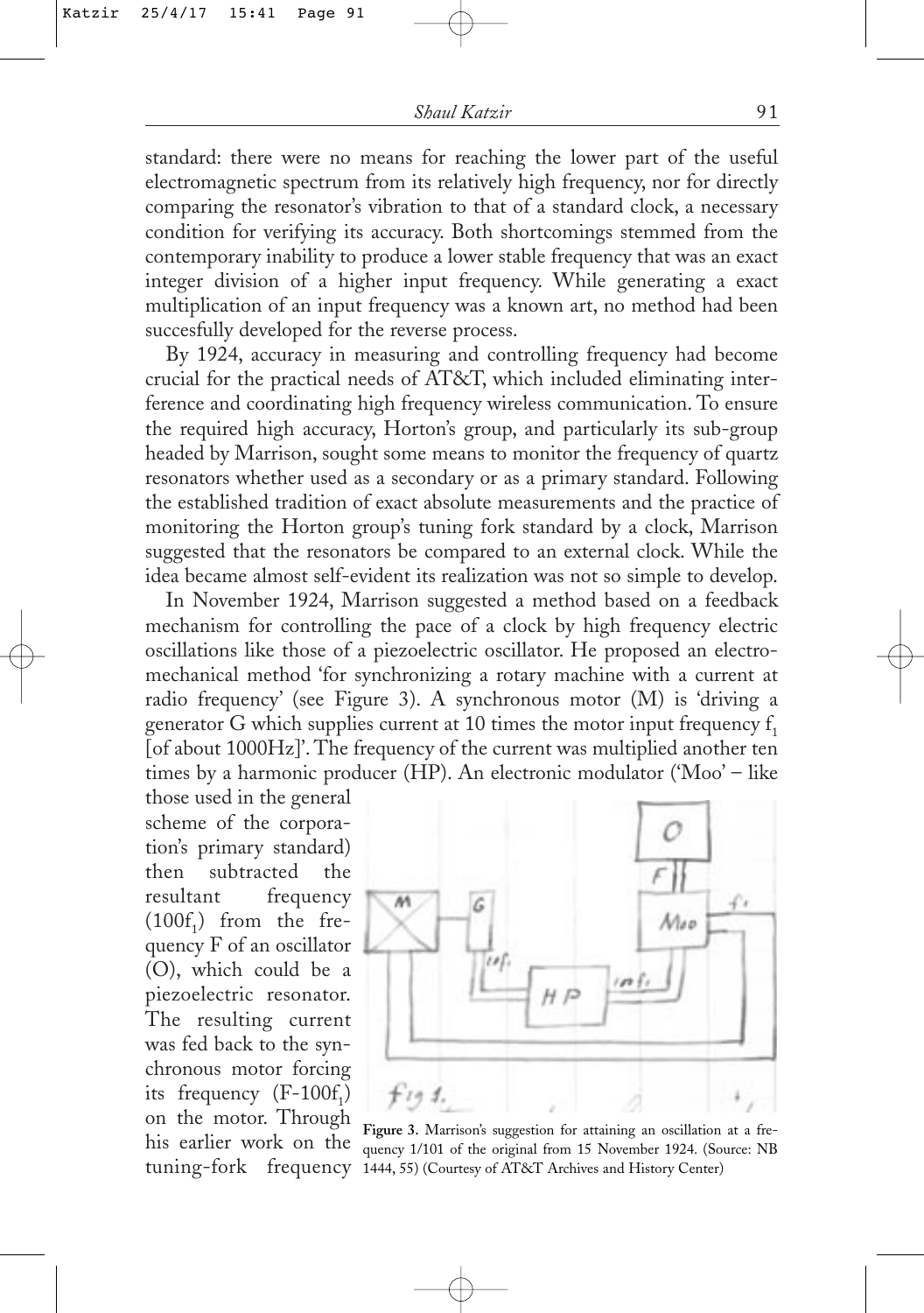standard: there were no means for reaching the lower part of the useful electromagnetic spectrum from its relatively high frequency, nor for directly comparing the resonator's vibration to that of a standard clock, a necessary condition for verifying its accuracy. Both shortcomings stemmed from the contemporary inability to produce a lower stable frequency that was an exact integer division of a higher input frequency. While generating a exact multiplication of an input frequency was a known art, no method had been succesfully developed for the reverse process.

By 1924, accuracy in measuring and controlling frequency had become crucial for the practical needs of AT&T, which included eliminating interference and coordinating high frequency wireless communication. To ensure the required high accuracy, Horton's group, and particularly its sub-group headed by Marrison, sought some means to monitor the frequency of quartz resonators whether used as a secondary or as a primary standard. Following the established tradition of exact absolute measurements and the practice of monitoring the Horton group's tuning fork standard by a clock, Marrison suggested that the resonators be compared to an external clock. While the idea became almost self-evident its realization was not so simple to develop.

In November 1924, Marrison suggested a method based on a feedback mechanism for controlling the pace of a clock by high frequency electric oscillations like those of a piezoelectric oscillator. He proposed an electromechanical method 'for synchronizing a rotary machine with a current at radio frequency' (see Figure 3). A synchronous motor (M) is 'driving a generator G which supplies current at 10 times the motor input frequency $f_1$ [of about 1000Hz]'. The frequency of the current was multiplied another ten times by a harmonic producer (HP). An electronic modulator ('Moo' – like those used in the general scheme of the corporation's primary standard) then subtracted the resultant frequency ($100f_1$) from the frequency F of an oscillator (O), which could be a piezoelectric resonator. The resulting current was fed back to the synchronous motor forcing its frequency ($F-100f_1$) on the motor. Through his earlier work on the tuning-fork frequency

**Figure 3.** Marrison's suggestion for attaining an oscillation at a frequency 1/101 of the original from 15 November 1924. (Source: NB 1444, 55) (Courtesy of AT&T Archives and History Center)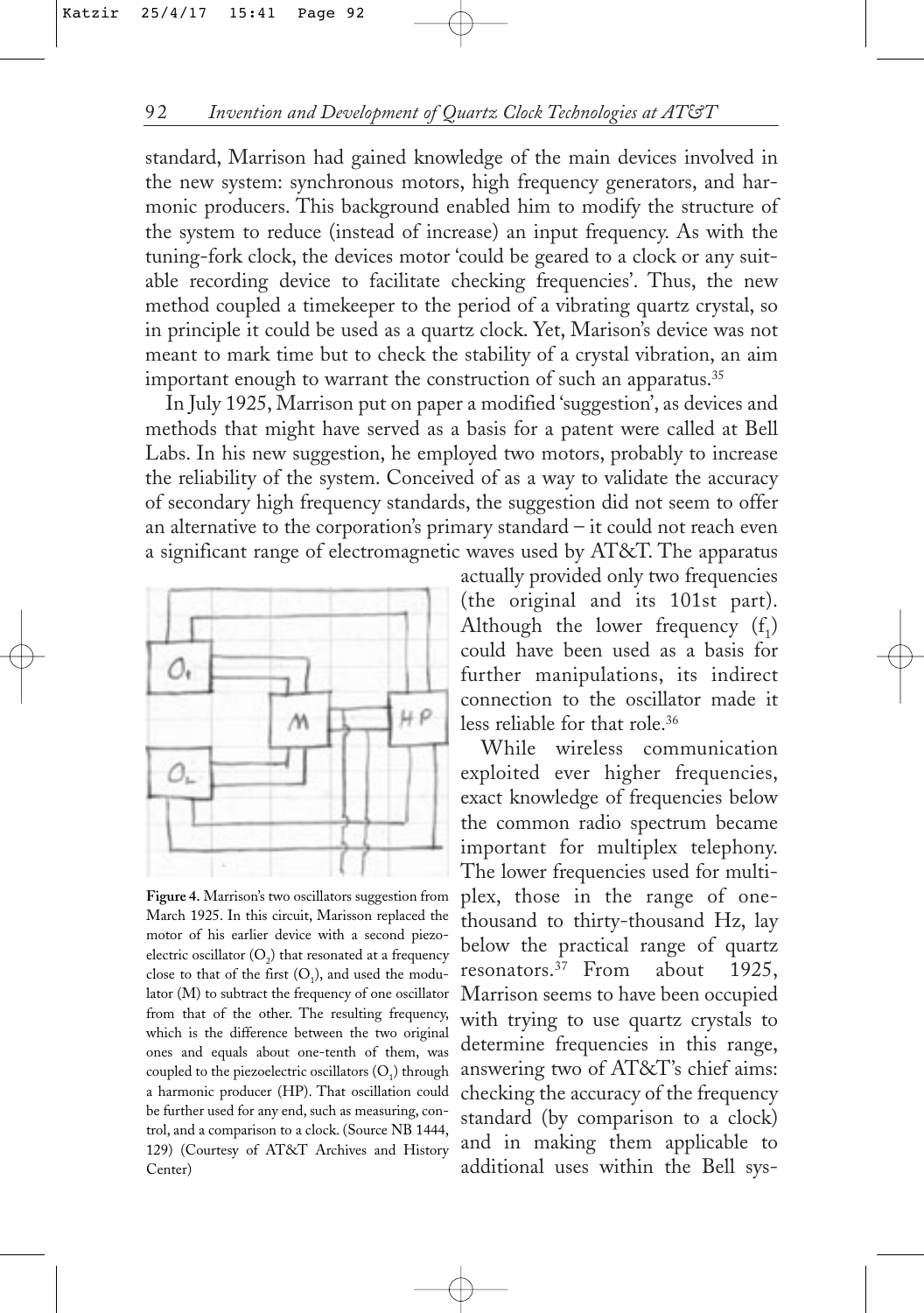standard, Marrison had gained knowledge of the main devices involved in the new system: synchronous motors, high frequency generators, and harmonic producers. This background enabled him to modify the structure of the system to reduce (instead of increase) an input frequency. As with the tuning-fork clock, the devices motor 'could be geared to a clock or any suitable recording device to facilitate checking frequencies'. Thus, the new method coupled a timekeeper to the period of a vibrating quartz crystal, so in principle it could be used as a quartz clock. Yet, Marison's device was not meant to mark time but to check the stability of a crystal vibration, an aim important enough to warrant the construction of such an apparatus.[35]

In July 1925, Marrison put on paper a modified 'suggestion', as devices and methods that might have served as a basis for a patent were called at Bell Labs. In his new suggestion, he employed two motors, probably to increase the reliability of the system. Conceived of as a way to validate the accuracy of secondary high frequency standards, the suggestion did not seem to offer an alternative to the corporation's primary standard – it could not reach even a significant range of electromagnetic waves used by AT&T. The apparatus actually provided only two frequencies (the original and its 101st part). Although the lower frequency ($f_1$) could have been used as a basis for further manipulations, its indirect connection to the oscillator made it less reliable for that role.[36]

**Figure 4.** Marrison's two oscillators suggestion from March 1925. In this circuit, Marisson replaced the motor of his earlier device with a second piezoelectric oscillator ($O_2$) that resonated at a frequency close to that of the first ($O_1$), and used the modulator (M) to subtract the frequency of one oscillator from that of the other. The resulting frequency, which is the difference between the two original ones and equals about one-tenth of them, was coupled to the piezoelectric oscillators ($O_1$) through a harmonic producer (HP). That oscillation could be further used for any end, such as measuring, control, and a comparison to a clock. (Source NB 1444, 129) (Courtesy of AT&T Archives and History Center)

While wireless communication exploited ever higher frequencies, exact knowledge of frequencies below the common radio spectrum became important for multiplex telephony. The lower frequencies used for multiplex, those in the range of one-thousand to thirty-thousand Hz, lay below the practical range of quartz resonators.[37] From about 1925, Marrison seems to have been occupied with trying to use quartz crystals to determine frequencies in this range, answering two of AT&T's chief aims: checking the accuracy of the frequency standard (by comparison to a clock) and in making them applicable to additional uses within the Bell sys-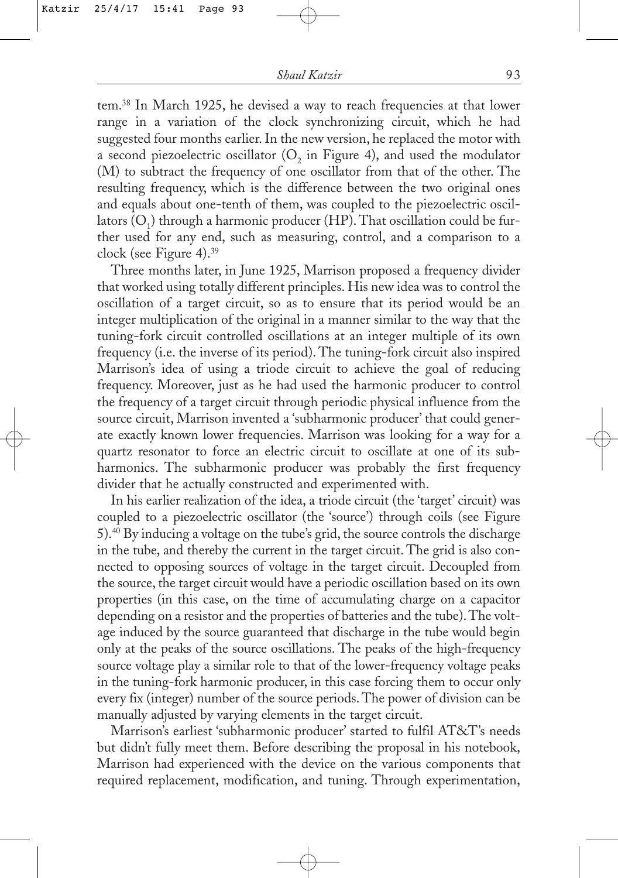tem.[38] In March 1925, he devised a way to reach frequencies at that lower range in a variation of the clock synchronizing circuit, which he had suggested four months earlier. In the new version, he replaced the motor with a second piezoelectric oscillator ($O_2$ in Figure 4), and used the modulator (M) to subtract the frequency of one oscillator from that of the other. The resulting frequency, which is the difference between the two original ones and equals about one-tenth of them, was coupled to the piezoelectric oscillators ($O_1$) through a harmonic producer (HP). That oscillation could be further used for any end, such as measuring, control, and a comparison to a clock (see Figure 4).[39]

Three months later, in June 1925, Marrison proposed a frequency divider that worked using totally different principles. His new idea was to control the oscillation of a target circuit, so as to ensure that its period would be an integer multiplication of the original in a manner similar to the way that the tuning-fork circuit controlled oscillations at an integer multiple of its own frequency (i.e. the inverse of its period). The tuning-fork circuit also inspired Marrison's idea of using a triode circuit to achieve the goal of reducing frequency. Moreover, just as he had used the harmonic producer to control the frequency of a target circuit through periodic physical influence from the source circuit, Marrison invented a 'subharmonic producer' that could generate exactly known lower frequencies. Marrison was looking for a way for a quartz resonator to force an electric circuit to oscillate at one of its subharmonics. The subharmonic producer was probably the first frequency divider that he actually constructed and experimented with.

In his earlier realization of the idea, a triode circuit (the 'target' circuit) was coupled to a piezoelectric oscillator (the 'source') through coils (see Figure 5).[40] By inducing a voltage on the tube's grid, the source controls the discharge in the tube, and thereby the current in the target circuit. The grid is also connected to opposing sources of voltage in the target circuit. Decoupled from the source, the target circuit would have a periodic oscillation based on its own properties (in this case, on the time of accumulating charge on a capacitor depending on a resistor and the properties of batteries and the tube). The voltage induced by the source guaranteed that discharge in the tube would begin only at the peaks of the source oscillations. The peaks of the high-frequency source voltage play a similar role to that of the lower-frequency voltage peaks in the tuning-fork harmonic producer, in this case forcing them to occur only every fix (integer) number of the source periods. The power of division can be manually adjusted by varying elements in the target circuit.

Marrison's earliest 'subharmonic producer' started to fulfil AT&T's needs but didn't fully meet them. Before describing the proposal in his notebook, Marrison had experienced with the device on the various components that required replacement, modification, and tuning. Through experimentation,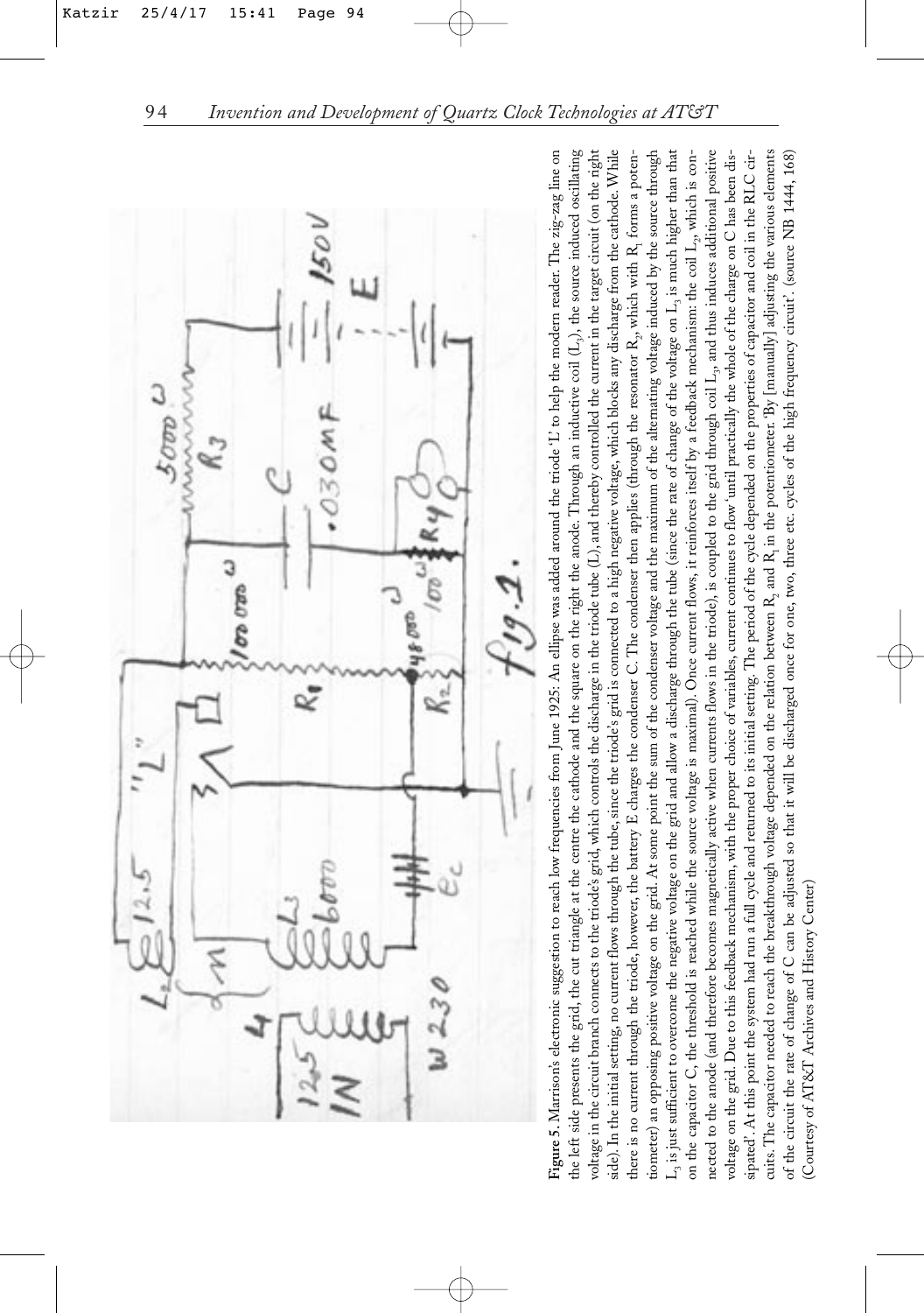**Figure 5.** Marrison's electronic suggestion to reach low frequencies from June 1925: An ellipse was added around the triode 'L' to help the modern reader. The zig-zag line on the left side presents the grid, the cut triangle at the centre the cathode and the square on the right the anode. Through an inductive coil ($L_3$), the source induced oscillating voltage in the circuit branch connects to the triode's grid, which controls the discharge in the triode tube (L), and thereby controlled the current in the target circuit (on the right side). In the initial setting, no current flows through the tube, since the triode's grid is connected to a high negative voltage, which blocks any discharge from the cathode. While there is no current through the triode, however, the battery E charges the condenser C. The condenser then applies (through the resonator $R_2$, which with $R_1$ forms a potentiometer) an opposing positive voltage on the grid. At some point the sum of the condenser voltage and the maximum of the alternating voltage induced by the source through $L_3$ is just sufficient to overcome the negative voltage on the grid and allow a discharge through the tube (since the rate of change of the voltage on $L_3$ is much higher than that on the capacitor C, the threshold is reached while the source voltage is maximal). Once current flows, it reinforces itself by a feedback mechanism: the coil $L_2$, which is connected to the anode (and therefore becomes magnetically active when currents flows in the triode), is coupled to the grid through coil $L_3$, and thus induces additional positive voltage on the grid. Due to this feedback mechanism, with the proper choice of variables, current continues to flow 'until practically the whole of the charge on C has been dissipated'. At this point the system had run a full cycle and returned to its initial setting. The period of the cycle depended on the properties of capacitor and coil in the RLC circuits. The capacitor needed to reach the breakthrough voltage depended on the relation between $R_2$ and $R_1$ in the potentiometer. 'By [manually] adjusting the various elements of the circuit the rate of change of C can be adjusted so that it will be discharged once for one, two, three etc. cycles of the high frequency circuit'. (source NB 1444, 168) (Courtesy of AT&T Archives and History Center)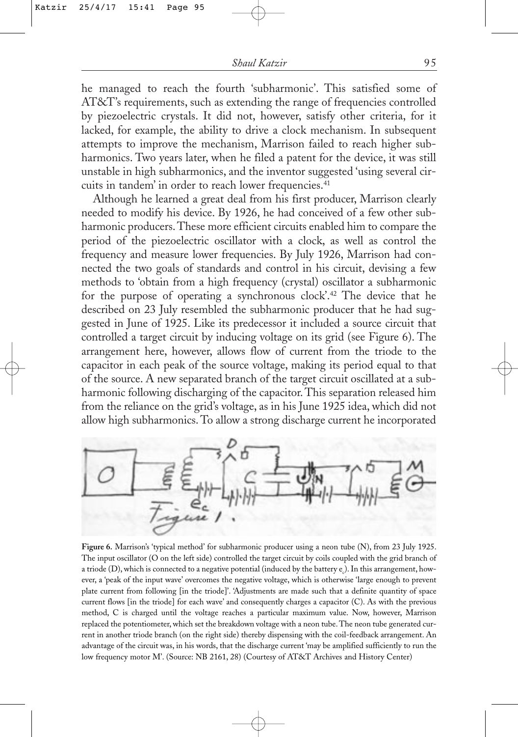he managed to reach the fourth 'subharmonic'. This satisfied some of AT&T's requirements, such as extending the range of frequencies controlled by piezoelectric crystals. It did not, however, satisfy other criteria, for it lacked, for example, the ability to drive a clock mechanism. In subsequent attempts to improve the mechanism, Marrison failed to reach higher subharmonics. Two years later, when he filed a patent for the device, it was still unstable in high subharmonics, and the inventor suggested 'using several circuits in tandem' in order to reach lower frequencies.[41]

Although he learned a great deal from his first producer, Marrison clearly needed to modify his device. By 1926, he had conceived of a few other subharmonic producers. These more efficient circuits enabled him to compare the period of the piezoelectric oscillator with a clock, as well as control the frequency and measure lower frequencies. By July 1926, Marrison had connected the two goals of standards and control in his circuit, devising a few methods to 'obtain from a high frequency (crystal) oscillator a subharmonic for the purpose of operating a synchronous clock'.[42] The device that he described on 23 July resembled the subharmonic producer that he had suggested in June of 1925. Like its predecessor it included a source circuit that controlled a target circuit by inducing voltage on its grid (see Figure 6). The arrangement here, however, allows flow of current from the triode to the capacitor in each peak of the source voltage, making its period equal to that of the source. A new separated branch of the target circuit oscillated at a subharmonic following discharging of the capacitor. This separation released him from the reliance on the grid's voltage, as in his June 1925 idea, which did not allow high subharmonics. To allow a strong discharge current he incorporated

**Figure 6.** Marrison's 'typical method' for subharmonic producer using a neon tube (N), from 23 July 1925. The input oscillator (O on the left side) controlled the target circuit by coils coupled with the grid branch of a triode (D), which is connected to a negative potential (induced by the battery $e_c$). In this arrangement, however, a 'peak of the input wave' overcomes the negative voltage, which is otherwise 'large enough to prevent plate current from following [in the triode]'. 'Adjustments are made such that a definite quantity of space current flows [in the triode] for each wave' and consequently charges a capacitor (C). As with the previous method, C is charged until the voltage reaches a particular maximum value. Now, however, Marrison replaced the potentiometer, which set the breakdown voltage with a neon tube. The neon tube generated current in another triode branch (on the right side) thereby dispensing with the coil-feedback arrangement. An advantage of the circuit was, in his words, that the discharge current 'may be amplified sufficiently to run the low frequency motor M'. (Source: NB 2161, 28) (Courtesy of AT&T Archives and History Center)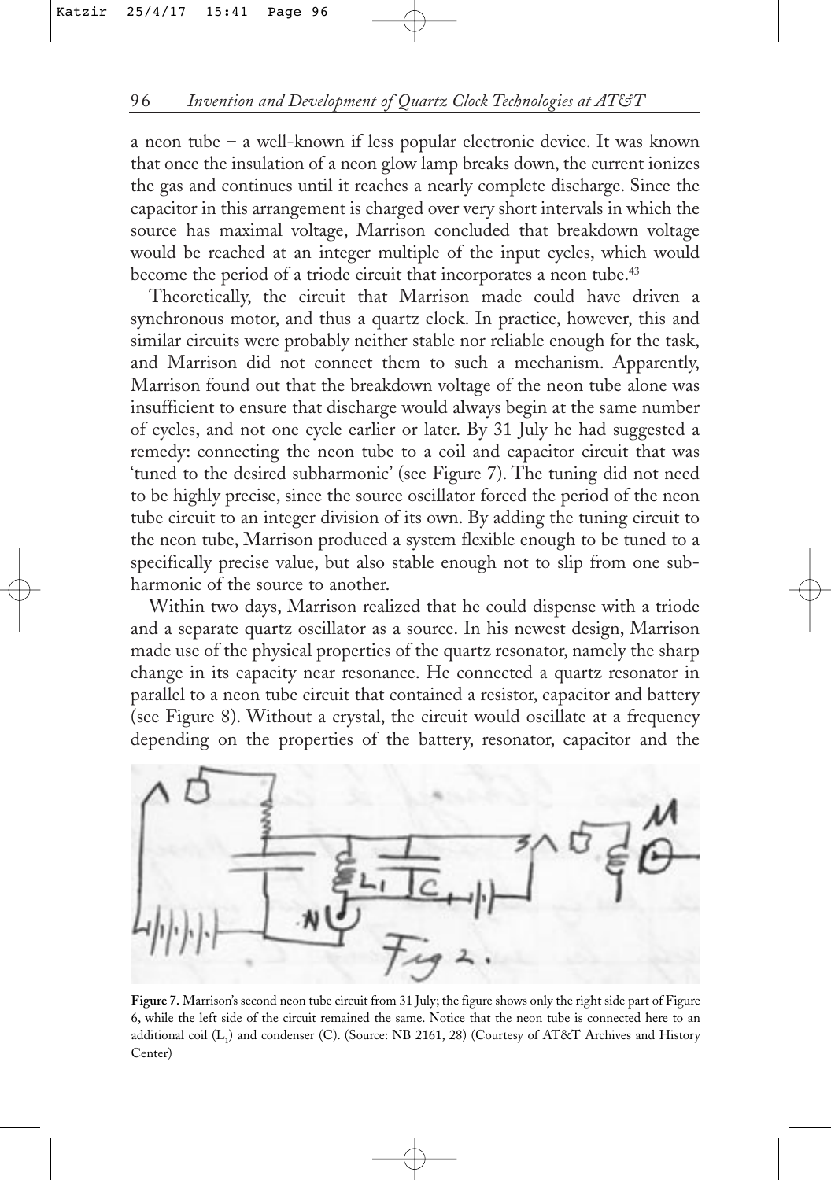a neon tube – a well-known if less popular electronic device. It was known that once the insulation of a neon glow lamp breaks down, the current ionizes the gas and continues until it reaches a nearly complete discharge. Since the capacitor in this arrangement is charged over very short intervals in which the source has maximal voltage, Marrison concluded that breakdown voltage would be reached at an integer multiple of the input cycles, which would become the period of a triode circuit that incorporates a neon tube.[43]

Theoretically, the circuit that Marrison made could have driven a synchronous motor, and thus a quartz clock. In practice, however, this and similar circuits were probably neither stable nor reliable enough for the task, and Marrison did not connect them to such a mechanism. Apparently, Marrison found out that the breakdown voltage of the neon tube alone was insufficient to ensure that discharge would always begin at the same number of cycles, and not one cycle earlier or later. By 31 July he had suggested a remedy: connecting the neon tube to a coil and capacitor circuit that was 'tuned to the desired subharmonic' (see Figure 7). The tuning did not need to be highly precise, since the source oscillator forced the period of the neon tube circuit to an integer division of its own. By adding the tuning circuit to the neon tube, Marrison produced a system flexible enough to be tuned to a specifically precise value, but also stable enough not to slip from one subharmonic of the source to another.

Within two days, Marrison realized that he could dispense with a triode and a separate quartz oscillator as a source. In his newest design, Marrison made use of the physical properties of the quartz resonator, namely the sharp change in its capacity near resonance. He connected a quartz resonator in parallel to a neon tube circuit that contained a resistor, capacitor and battery (see Figure 8). Without a crystal, the circuit would oscillate at a frequency depending on the properties of the battery, resonator, capacitor and the

**Figure 7.** Marrison's second neon tube circuit from 31 July; the figure shows only the right side part of Figure 6, while the left side of the circuit remained the same. Notice that the neon tube is connected here to an additional coil ($L_1$) and condenser (C). (Source: NB 2161, 28) (Courtesy of AT&T Archives and History Center)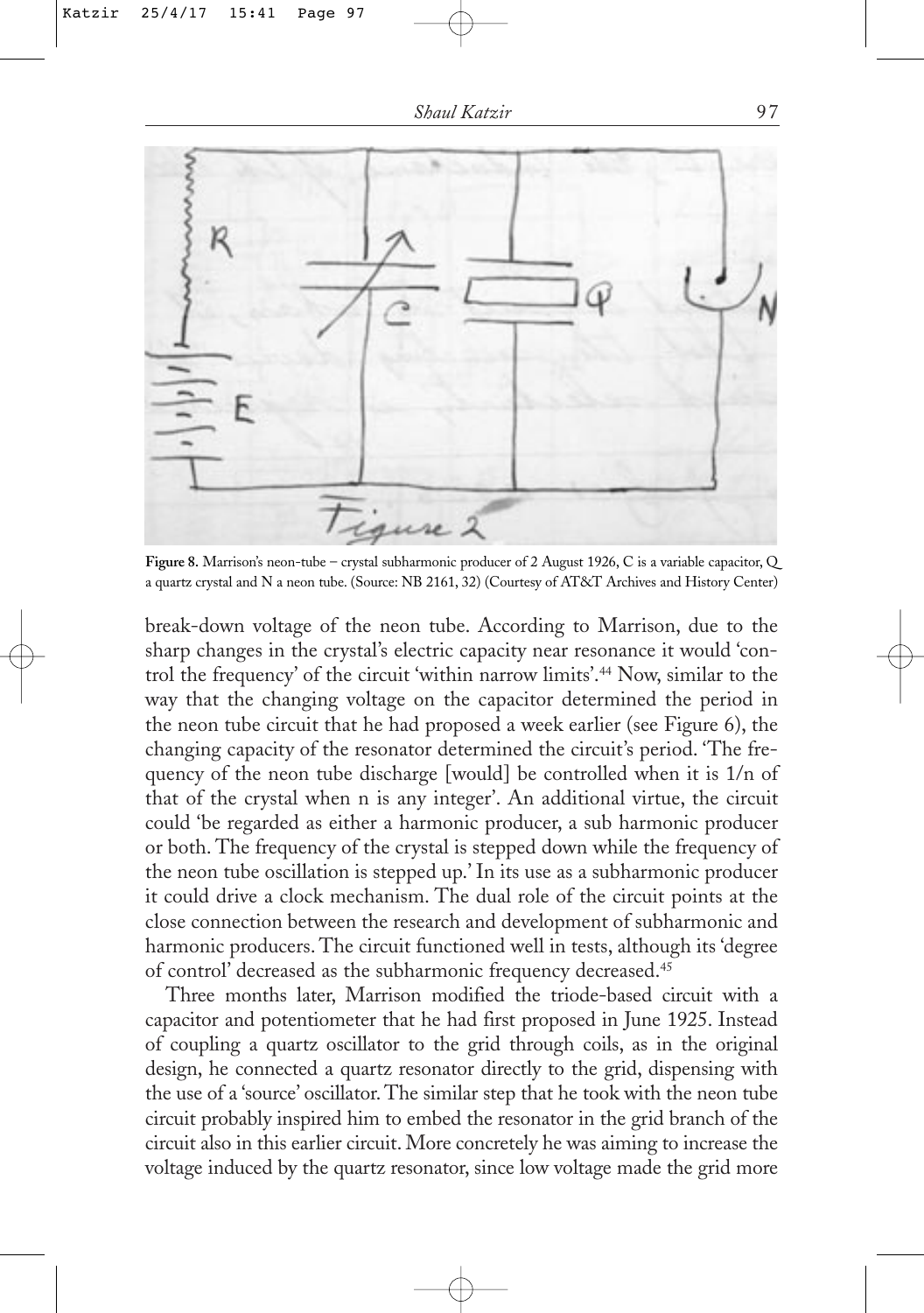**Figure 8.** Marrison's neon-tube – crystal subharmonic producer of 2 August 1926, C is a variable capacitor, Q a quartz crystal and N a neon tube. (Source: NB 2161, 32) (Courtesy of AT&T Archives and History Center)

break-down voltage of the neon tube. According to Marrison, due to the sharp changes in the crystal's electric capacity near resonance it would 'control the frequency' of the circuit 'within narrow limits'.[44] Now, similar to the way that the changing voltage on the capacitor determined the period in the neon tube circuit that he had proposed a week earlier (see Figure 6), the changing capacity of the resonator determined the circuit's period. 'The frequency of the neon tube discharge [would] be controlled when it is 1/n of that of the crystal when n is any integer'. An additional virtue, the circuit could 'be regarded as either a harmonic producer, a sub harmonic producer or both. The frequency of the crystal is stepped down while the frequency of the neon tube oscillation is stepped up.' In its use as a subharmonic producer it could drive a clock mechanism. The dual role of the circuit points at the close connection between the research and development of subharmonic and harmonic producers. The circuit functioned well in tests, although its 'degree of control' decreased as the subharmonic frequency decreased.[45]

Three months later, Marrison modified the triode-based circuit with a capacitor and potentiometer that he had first proposed in June 1925. Instead of coupling a quartz oscillator to the grid through coils, as in the original design, he connected a quartz resonator directly to the grid, dispensing with the use of a 'source' oscillator. The similar step that he took with the neon tube circuit probably inspired him to embed the resonator in the grid branch of the circuit also in this earlier circuit. More concretely he was aiming to increase the voltage induced by the quartz resonator, since low voltage made the grid more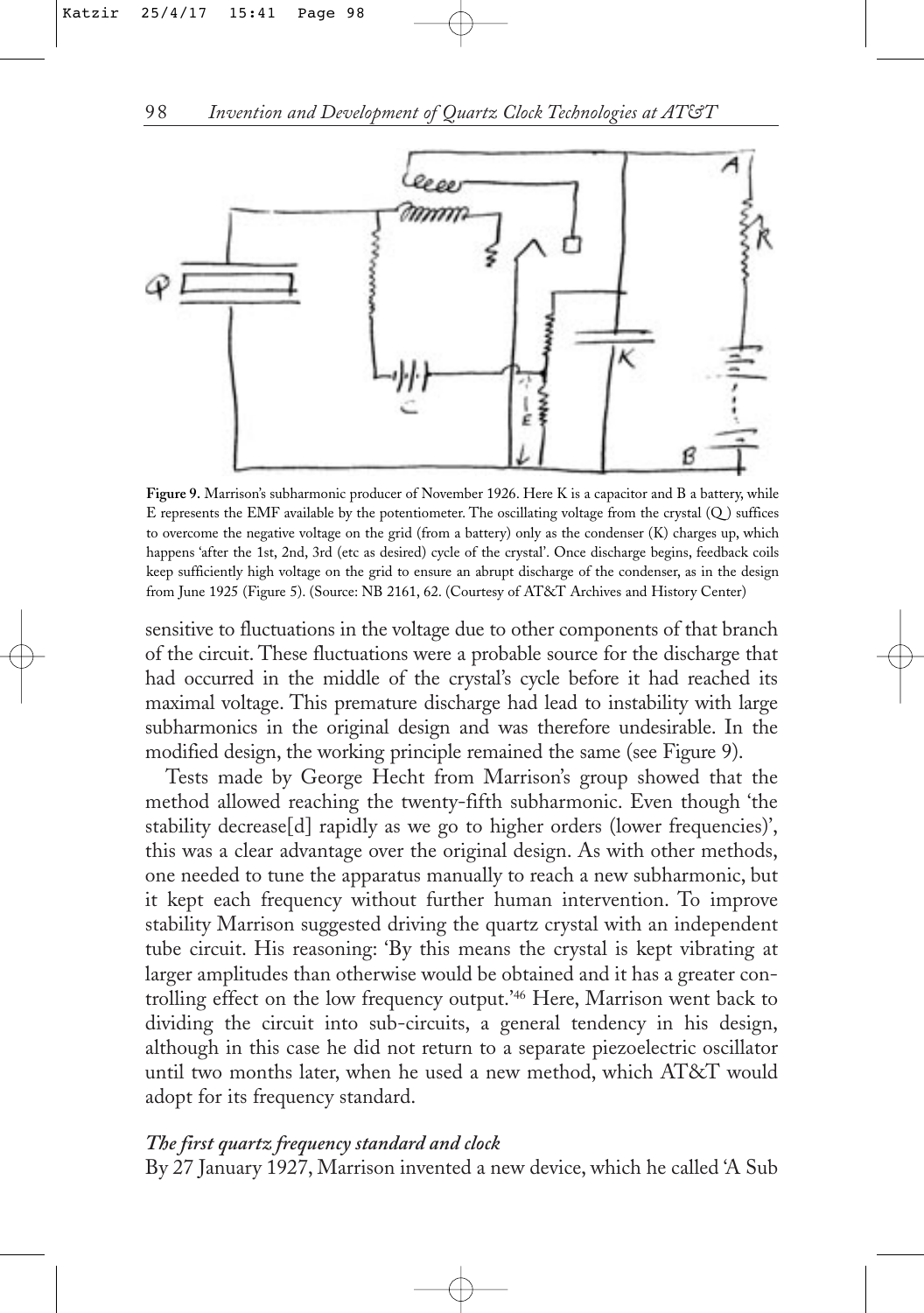**Figure 9.** Marrison's subharmonic producer of November 1926. Here K is a capacitor and B a battery, while E represents the EMF available by the potentiometer. The oscillating voltage from the crystal (Q) suffices to overcome the negative voltage on the grid (from a battery) only as the condenser (K) charges up, which happens 'after the 1st, 2nd, 3rd (etc as desired) cycle of the crystal'. Once discharge begins, feedback coils keep sufficiently high voltage on the grid to ensure an abrupt discharge of the condenser, as in the design from June 1925 (Figure 5). (Source: NB 2161, 62. (Courtesy of AT&T Archives and History Center)

sensitive to fluctuations in the voltage due to other components of that branch of the circuit. These fluctuations were a probable source for the discharge that had occurred in the middle of the crystal's cycle before it had reached its maximal voltage. This premature discharge had lead to instability with large subharmonics in the original design and was therefore undesirable. In the modified design, the working principle remained the same (see Figure 9).

Tests made by George Hecht from Marrison's group showed that the method allowed reaching the twenty-fifth subharmonic. Even though 'the stability decrease[d] rapidly as we go to higher orders (lower frequencies)', this was a clear advantage over the original design. As with other methods, one needed to tune the apparatus manually to reach a new subharmonic, but it kept each frequency without further human intervention. To improve stability Marrison suggested driving the quartz crystal with an independent tube circuit. His reasoning: 'By this means the crystal is kept vibrating at larger amplitudes than otherwise would be obtained and it has a greater controlling effect on the low frequency output.'[46] Here, Marrison went back to dividing the circuit into sub-circuits, a general tendency in his design, although in this case he did not return to a separate piezoelectric oscillator until two months later, when he used a new method, which AT&T would adopt for its frequency standard.

### *The first quartz frequency standard and clock*

By 27 January 1927, Marrison invented a new device, which he called 'A Sub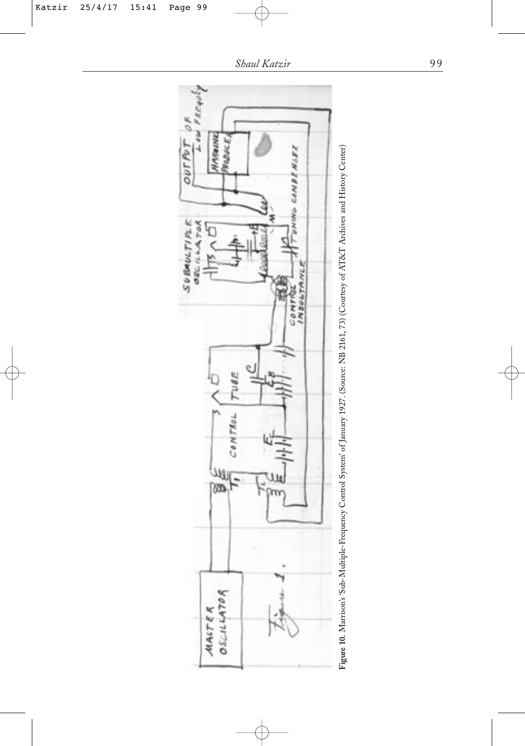**Figure 10**. Marrison's 'Sub-Multiple-Frequency Control System' of January 1927. (Source: NB 2161, 73) (Courtesy of AT&T Archives and History Center)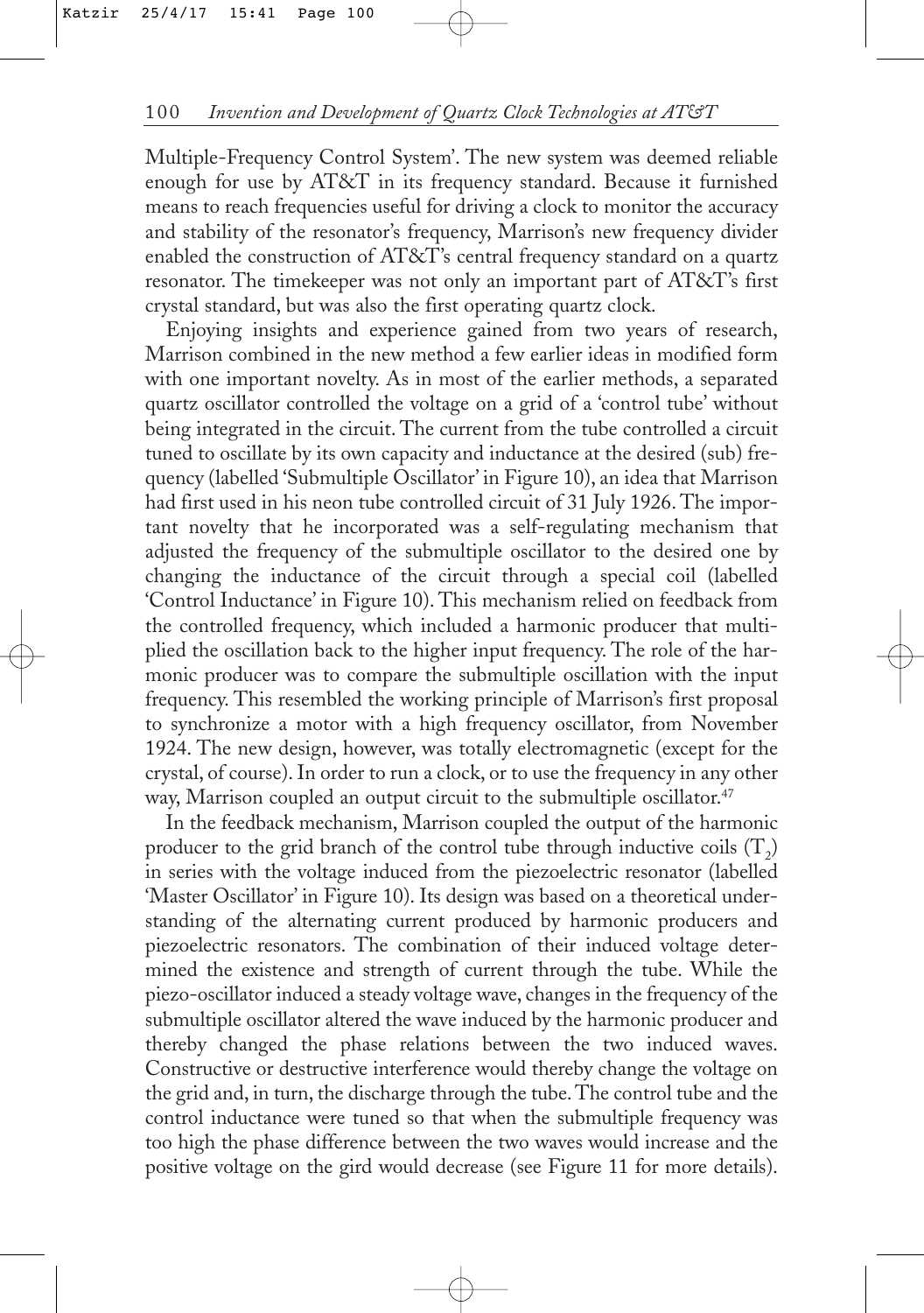Multiple-Frequency Control System'. The new system was deemed reliable enough for use by AT&T in its frequency standard. Because it furnished means to reach frequencies useful for driving a clock to monitor the accuracy and stability of the resonator's frequency, Marrison's new frequency divider enabled the construction of AT&T's central frequency standard on a quartz resonator. The timekeeper was not only an important part of AT&T's first crystal standard, but was also the first operating quartz clock.

Enjoying insights and experience gained from two years of research, Marrison combined in the new method a few earlier ideas in modified form with one important novelty. As in most of the earlier methods, a separated quartz oscillator controlled the voltage on a grid of a 'control tube' without being integrated in the circuit. The current from the tube controlled a circuit tuned to oscillate by its own capacity and inductance at the desired (sub) frequency (labelled 'Submultiple Oscillator' in Figure 10), an idea that Marrison had first used in his neon tube controlled circuit of 31 July 1926. The important novelty that he incorporated was a self-regulating mechanism that adjusted the frequency of the submultiple oscillator to the desired one by changing the inductance of the circuit through a special coil (labelled 'Control Inductance' in Figure 10). This mechanism relied on feedback from the controlled frequency, which included a harmonic producer that multiplied the oscillation back to the higher input frequency. The role of the harmonic producer was to compare the submultiple oscillation with the input frequency. This resembled the working principle of Marrison's first proposal to synchronize a motor with a high frequency oscillator, from November 1924. The new design, however, was totally electromagnetic (except for the crystal, of course). In order to run a clock, or to use the frequency in any other way, Marrison coupled an output circuit to the submultiple oscillator.[47]

In the feedback mechanism, Marrison coupled the output of the harmonic producer to the grid branch of the control tube through inductive coils ($T_2$) in series with the voltage induced from the piezoelectric resonator (labelled 'Master Oscillator' in Figure 10). Its design was based on a theoretical understanding of the alternating current produced by harmonic producers and piezoelectric resonators. The combination of their induced voltage determined the existence and strength of current through the tube. While the piezo-oscillator induced a steady voltage wave, changes in the frequency of the submultiple oscillator altered the wave induced by the harmonic producer and thereby changed the phase relations between the two induced waves. Constructive or destructive interference would thereby change the voltage on the grid and, in turn, the discharge through the tube. The control tube and the control inductance were tuned so that when the submultiple frequency was too high the phase difference between the two waves would increase and the positive voltage on the gird would decrease (see Figure 11 for more details).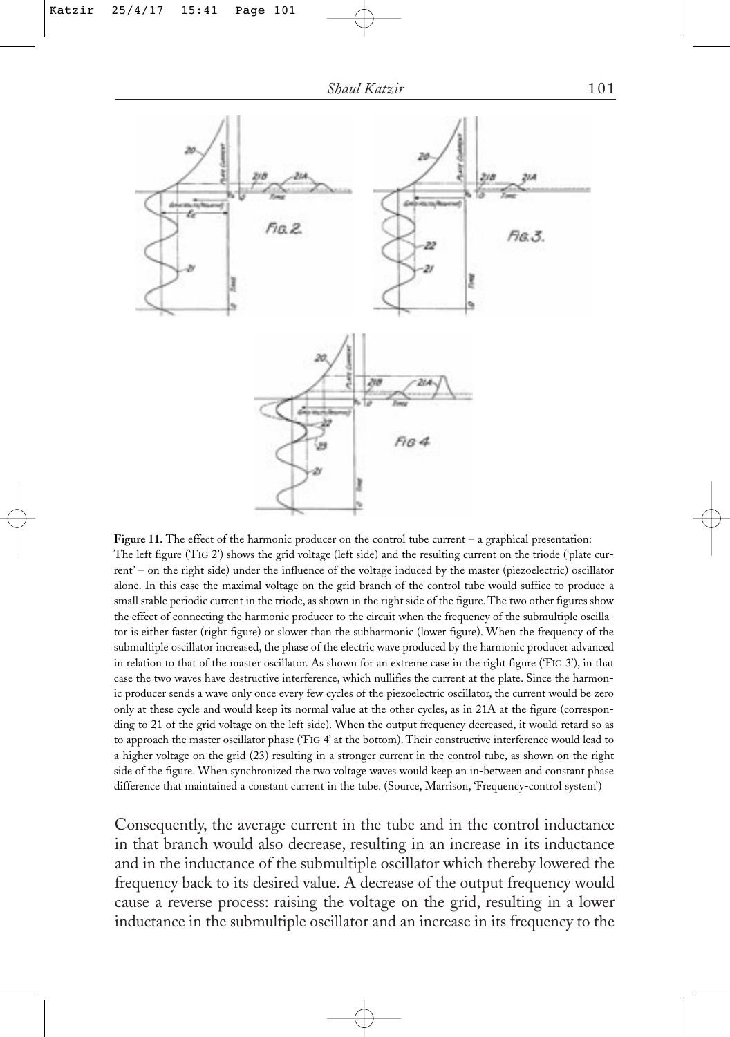**Figure 11.** The effect of the harmonic producer on the control tube current – a graphical presentation: The left figure ('FIG 2') shows the grid voltage (left side) and the resulting current on the triode ('plate current' – on the right side) under the influence of the voltage induced by the master (piezoelectric) oscillator alone. In this case the maximal voltage on the grid branch of the control tube would suffice to produce a small stable periodic current in the triode, as shown in the right side of the figure. The two other figures show the effect of connecting the harmonic producer to the circuit when the frequency of the submultiple oscillator is either faster (right figure) or slower than the subharmonic (lower figure). When the frequency of the submultiple oscillator increased, the phase of the electric wave produced by the harmonic producer advanced in relation to that of the master oscillator. As shown for an extreme case in the right figure ('FIG 3'), in that case the two waves have destructive interference, which nullifies the current at the plate. Since the harmonic producer sends a wave only once every few cycles of the piezoelectric oscillator, the current would be zero only at these cycle and would keep its normal value at the other cycles, as in 21A at the figure (corresponding to 21 of the grid voltage on the left side). When the output frequency decreased, it would retard so as to approach the master oscillator phase ('FIG 4' at the bottom). Their constructive interference would lead to a higher voltage on the grid (23) resulting in a stronger current in the control tube, as shown on the right side of the figure. When synchronized the two voltage waves would keep an in-between and constant phase difference that maintained a constant current in the tube. (Source, Marrison, 'Frequency-control system')

Consequently, the average current in the tube and in the control inductance in that branch would also decrease, resulting in an increase in its inductance and in the inductance of the submultiple oscillator which thereby lowered the frequency back to its desired value. A decrease of the output frequency would cause a reverse process: raising the voltage on the grid, resulting in a lower inductance in the submultiple oscillator and an increase in its frequency to the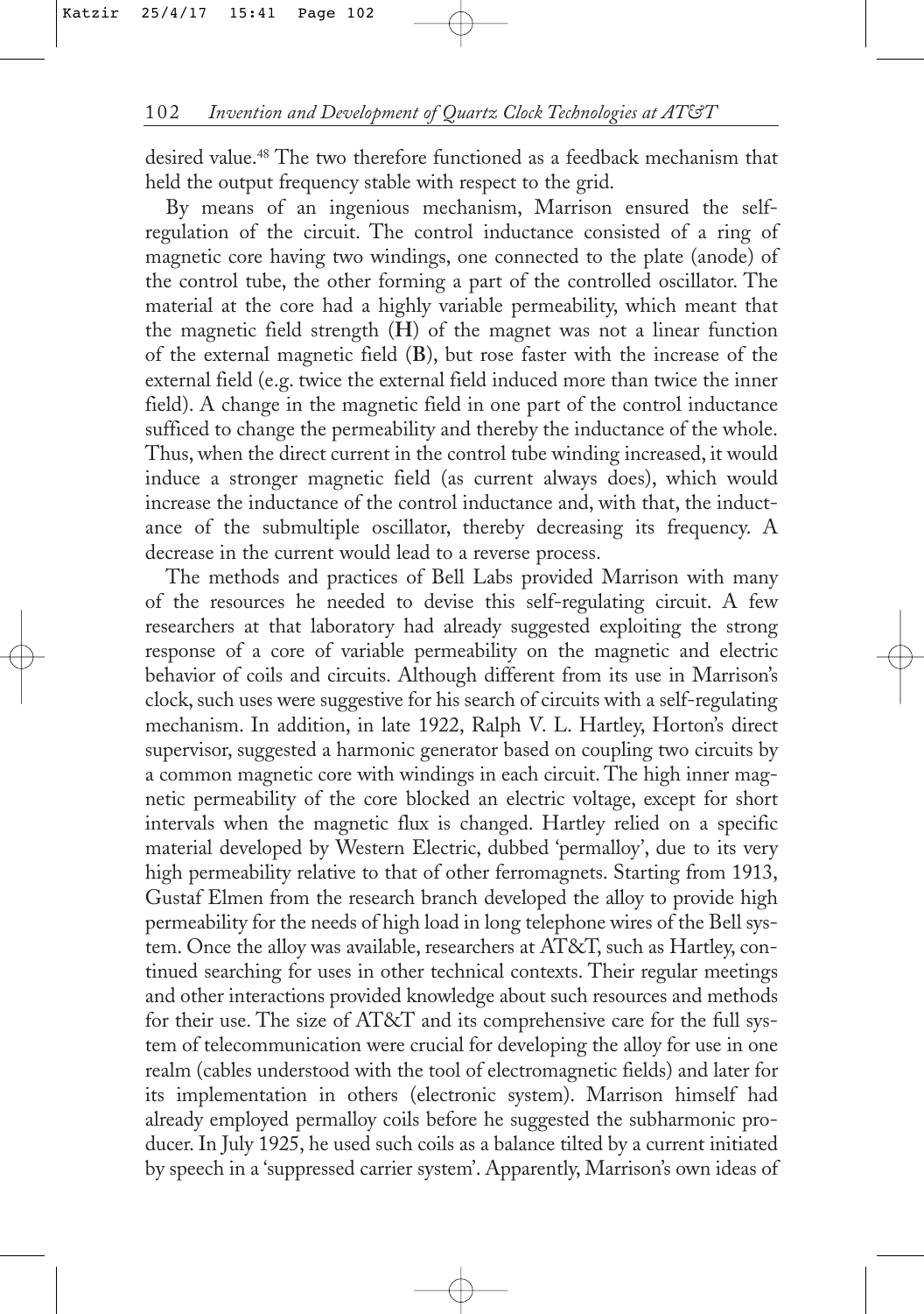desired value.[48] The two therefore functioned as a feedback mechanism that held the output frequency stable with respect to the grid.

By means of an ingenious mechanism, Marrison ensured the self-regulation of the circuit. The control inductance consisted of a ring of magnetic core having two windings, one connected to the plate (anode) of the control tube, the other forming a part of the controlled oscillator. The material at the core had a highly variable permeability, which meant that the magnetic field strength (**H**) of the magnet was not a linear function of the external magnetic field (**B**), but rose faster with the increase of the external field (e.g. twice the external field induced more than twice the inner field). A change in the magnetic field in one part of the control inductance sufficed to change the permeability and thereby the inductance of the whole. Thus, when the direct current in the control tube winding increased, it would induce a stronger magnetic field (as current always does), which would increase the inductance of the control inductance and, with that, the inductance of the submultiple oscillator, thereby decreasing its frequency. A decrease in the current would lead to a reverse process.

The methods and practices of Bell Labs provided Marrison with many of the resources he needed to devise this self-regulating circuit. A few researchers at that laboratory had already suggested exploiting the strong response of a core of variable permeability on the magnetic and electric behavior of coils and circuits. Although different from its use in Marrison's clock, such uses were suggestive for his search of circuits with a self-regulating mechanism. In addition, in late 1922, Ralph V. L. Hartley, Horton's direct supervisor, suggested a harmonic generator based on coupling two circuits by a common magnetic core with windings in each circuit. The high inner magnetic permeability of the core blocked an electric voltage, except for short intervals when the magnetic flux is changed. Hartley relied on a specific material developed by Western Electric, dubbed 'permalloy', due to its very high permeability relative to that of other ferromagnets. Starting from 1913, Gustaf Elmen from the research branch developed the alloy to provide high permeability for the needs of high load in long telephone wires of the Bell system. Once the alloy was available, researchers at AT&T, such as Hartley, continued searching for uses in other technical contexts. Their regular meetings and other interactions provided knowledge about such resources and methods for their use. The size of AT&T and its comprehensive care for the full system of telecommunication were crucial for developing the alloy for use in one realm (cables understood with the tool of electromagnetic fields) and later for its implementation in others (electronic system). Marrison himself had already employed permalloy coils before he suggested the subharmonic producer. In July 1925, he used such coils as a balance tilted by a current initiated by speech in a 'suppressed carrier system'. Apparently, Marrison's own ideas of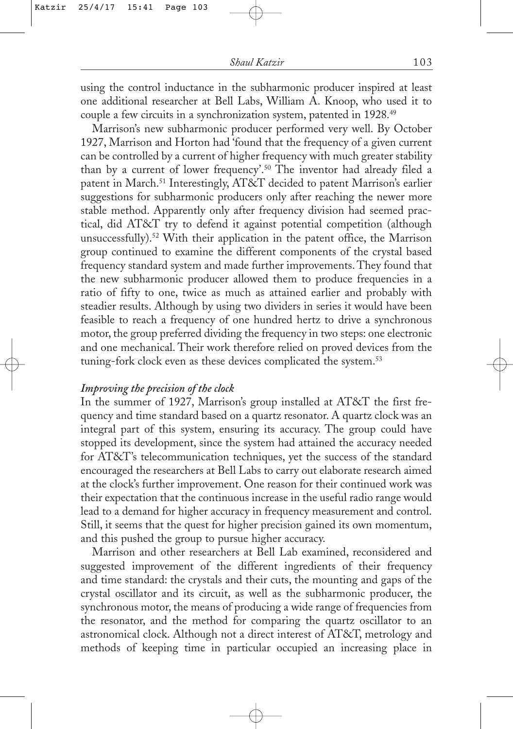using the control inductance in the subharmonic producer inspired at least one additional researcher at Bell Labs, William A. Knoop, who used it to couple a few circuits in a synchronization system, patented in 1928.[49]

Marrison's new subharmonic producer performed very well. By October 1927, Marrison and Horton had 'found that the frequency of a given current can be controlled by a current of higher frequency with much greater stability than by a current of lower frequency'.[50] The inventor had already filed a patent in March.[51] Interestingly, AT&T decided to patent Marrison's earlier suggestions for subharmonic producers only after reaching the newer more stable method. Apparently only after frequency division had seemed practical, did AT&T try to defend it against potential competition (although unsuccessfully).[52] With their application in the patent office, the Marrison group continued to examine the different components of the crystal based frequency standard system and made further improvements. They found that the new subharmonic producer allowed them to produce frequencies in a ratio of fifty to one, twice as much as attained earlier and probably with steadier results. Although by using two dividers in series it would have been feasible to reach a frequency of one hundred hertz to drive a synchronous motor, the group preferred dividing the frequency in two steps: one electronic and one mechanical. Their work therefore relied on proved devices from the tuning-fork clock even as these devices complicated the system.[53]

#### *Improving the precision of the clock*

In the summer of 1927, Marrison's group installed at AT&T the first frequency and time standard based on a quartz resonator. A quartz clock was an integral part of this system, ensuring its accuracy. The group could have stopped its development, since the system had attained the accuracy needed for AT&T's telecommunication techniques, yet the success of the standard encouraged the researchers at Bell Labs to carry out elaborate research aimed at the clock's further improvement. One reason for their continued work was their expectation that the continuous increase in the useful radio range would lead to a demand for higher accuracy in frequency measurement and control. Still, it seems that the quest for higher precision gained its own momentum, and this pushed the group to pursue higher accuracy.

Marrison and other researchers at Bell Lab examined, reconsidered and suggested improvement of the different ingredients of their frequency and time standard: the crystals and their cuts, the mounting and gaps of the crystal oscillator and its circuit, as well as the subharmonic producer, the synchronous motor, the means of producing a wide range of frequencies from the resonator, and the method for comparing the quartz oscillator to an astronomical clock. Although not a direct interest of AT&T, metrology and methods of keeping time in particular occupied an increasing place in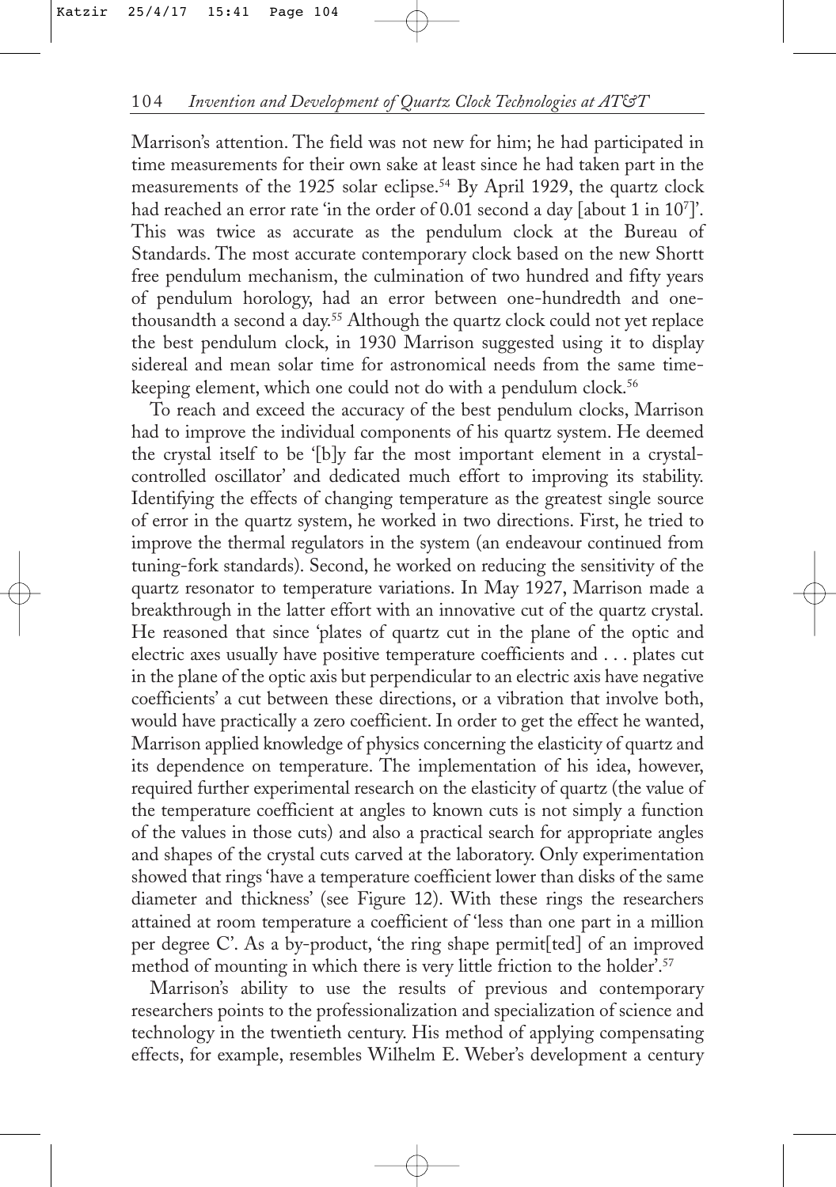Marrison's attention. The field was not new for him; he had participated in time measurements for their own sake at least since he had taken part in the measurements of the 1925 solar eclipse.[54] By April 1929, the quartz clock had reached an error rate 'in the order of 0.01 second a day [about 1 in $10^7$]'. This was twice as accurate as the pendulum clock at the Bureau of Standards. The most accurate contemporary clock based on the new Shortt free pendulum mechanism, the culmination of two hundred and fifty years of pendulum horology, had an error between one-hundredth and one-thousandth a second a day.[55] Although the quartz clock could not yet replace the best pendulum clock, in 1930 Marrison suggested using it to display sidereal and mean solar time for astronomical needs from the same time-keeping element, which one could not do with a pendulum clock.[56]

To reach and exceed the accuracy of the best pendulum clocks, Marrison had to improve the individual components of his quartz system. He deemed the crystal itself to be '[b]y far the most important element in a crystal-controlled oscillator' and dedicated much effort to improving its stability. Identifying the effects of changing temperature as the greatest single source of error in the quartz system, he worked in two directions. First, he tried to improve the thermal regulators in the system (an endeavour continued from tuning-fork standards). Second, he worked on reducing the sensitivity of the quartz resonator to temperature variations. In May 1927, Marrison made a breakthrough in the latter effort with an innovative cut of the quartz crystal. He reasoned that since 'plates of quartz cut in the plane of the optic and electric axes usually have positive temperature coefficients and . . . plates cut in the plane of the optic axis but perpendicular to an electric axis have negative coefficients' a cut between these directions, or a vibration that involve both, would have practically a zero coefficient. In order to get the effect he wanted, Marrison applied knowledge of physics concerning the elasticity of quartz and its dependence on temperature. The implementation of his idea, however, required further experimental research on the elasticity of quartz (the value of the temperature coefficient at angles to known cuts is not simply a function of the values in those cuts) and also a practical search for appropriate angles and shapes of the crystal cuts carved at the laboratory. Only experimentation showed that rings 'have a temperature coefficient lower than disks of the same diameter and thickness' (see Figure 12). With these rings the researchers attained at room temperature a coefficient of 'less than one part in a million per degree C'. As a by-product, 'the ring shape permit[ted] of an improved method of mounting in which there is very little friction to the holder'.[57]

Marrison's ability to use the results of previous and contemporary researchers points to the professionalization and specialization of science and technology in the twentieth century. His method of applying compensating effects, for example, resembles Wilhelm E. Weber's development a century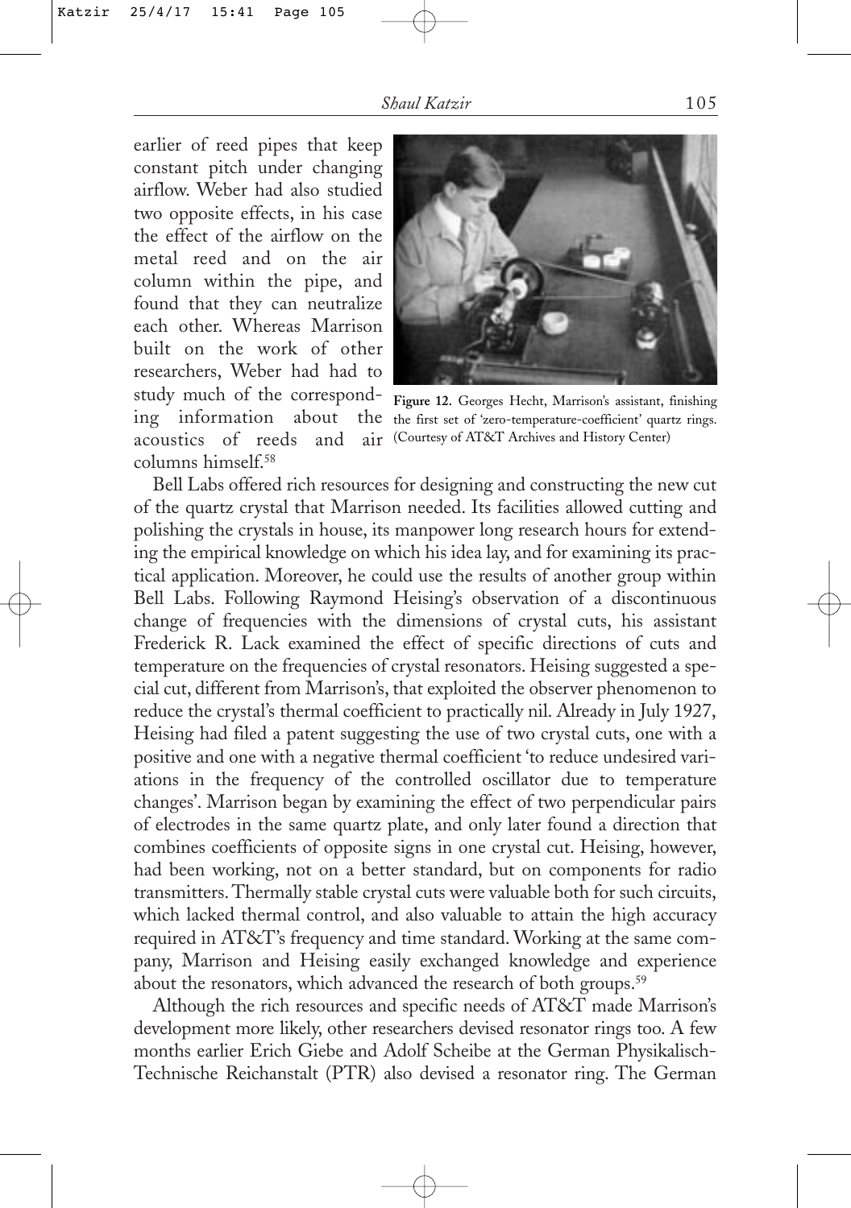earlier of reed pipes that keep constant pitch under changing airflow. Weber had also studied two opposite effects, in his case the effect of the airflow on the metal reed and on the air column within the pipe, and found that they can neutralize each other. Whereas Marrison built on the work of other researchers, Weber had had to study much of the corresponding information about the acoustics of reeds and air columns himself.[58]

**Figure 12.** Georges Hecht, Marrison's assistant, finishing the first set of 'zero-temperature-coefficient' quartz rings. (Courtesy of AT&T Archives and History Center)

Bell Labs offered rich resources for designing and constructing the new cut of the quartz crystal that Marrison needed. Its facilities allowed cutting and polishing the crystals in house, its manpower long research hours for extending the empirical knowledge on which his idea lay, and for examining its practical application. Moreover, he could use the results of another group within Bell Labs. Following Raymond Heising's observation of a discontinuous change of frequencies with the dimensions of crystal cuts, his assistant Frederick R. Lack examined the effect of specific directions of cuts and temperature on the frequencies of crystal resonators. Heising suggested a special cut, different from Marrison's, that exploited the observer phenomenon to reduce the crystal's thermal coefficient to practically nil. Already in July 1927, Heising had filed a patent suggesting the use of two crystal cuts, one with a positive and one with a negative thermal coefficient 'to reduce undesired variations in the frequency of the controlled oscillator due to temperature changes'. Marrison began by examining the effect of two perpendicular pairs of electrodes in the same quartz plate, and only later found a direction that combines coefficients of opposite signs in one crystal cut. Heising, however, had been working, not on a better standard, but on components for radio transmitters. Thermally stable crystal cuts were valuable both for such circuits, which lacked thermal control, and also valuable to attain the high accuracy required in AT&T's frequency and time standard. Working at the same company, Marrison and Heising easily exchanged knowledge and experience about the resonators, which advanced the research of both groups.[59]

Although the rich resources and specific needs of AT&T made Marrison's development more likely, other researchers devised resonator rings too. A few months earlier Erich Giebe and Adolf Scheibe at the German Physikalisch-Technische Reichanstalt (PTR) also devised a resonator ring. The German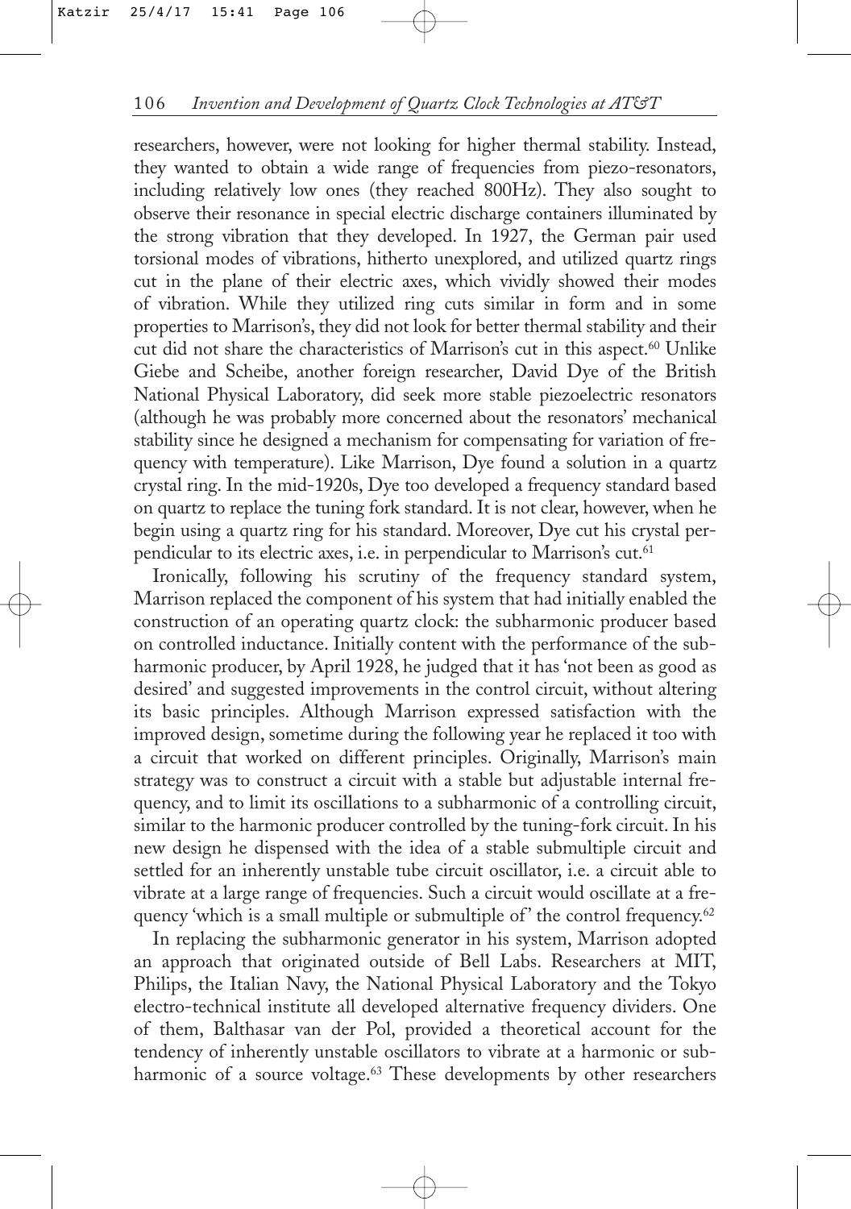researchers, however, were not looking for higher thermal stability. Instead, they wanted to obtain a wide range of frequencies from piezo-resonators, including relatively low ones (they reached 800Hz). They also sought to observe their resonance in special electric discharge containers illuminated by the strong vibration that they developed. In 1927, the German pair used torsional modes of vibrations, hitherto unexplored, and utilized quartz rings cut in the plane of their electric axes, which vividly showed their modes of vibration. While they utilized ring cuts similar in form and in some properties to Marrison's, they did not look for better thermal stability and their cut did not share the characteristics of Marrison's cut in this aspect.[60] Unlike Giebe and Scheibe, another foreign researcher, David Dye of the British National Physical Laboratory, did seek more stable piezoelectric resonators (although he was probably more concerned about the resonators' mechanical stability since he designed a mechanism for compensating for variation of frequency with temperature). Like Marrison, Dye found a solution in a quartz crystal ring. In the mid-1920s, Dye too developed a frequency standard based on quartz to replace the tuning fork standard. It is not clear, however, when he begin using a quartz ring for his standard. Moreover, Dye cut his crystal perpendicular to its electric axes, i.e. in perpendicular to Marrison's cut.[61]

Ironically, following his scrutiny of the frequency standard system, Marrison replaced the component of his system that had initially enabled the construction of an operating quartz clock: the subharmonic producer based on controlled inductance. Initially content with the performance of the subharmonic producer, by April 1928, he judged that it has 'not been as good as desired' and suggested improvements in the control circuit, without altering its basic principles. Although Marrison expressed satisfaction with the improved design, sometime during the following year he replaced it too with a circuit that worked on different principles. Originally, Marrison's main strategy was to construct a circuit with a stable but adjustable internal frequency, and to limit its oscillations to a subharmonic of a controlling circuit, similar to the harmonic producer controlled by the tuning-fork circuit. In his new design he dispensed with the idea of a stable submultiple circuit and settled for an inherently unstable tube circuit oscillator, i.e. a circuit able to vibrate at a large range of frequencies. Such a circuit would oscillate at a frequency 'which is a small multiple or submultiple of' the control frequency.[62]

In replacing the subharmonic generator in his system, Marrison adopted an approach that originated outside of Bell Labs. Researchers at MIT, Philips, the Italian Navy, the National Physical Laboratory and the Tokyo electro-technical institute all developed alternative frequency dividers. One of them, Balthasar van der Pol, provided a theoretical account for the tendency of inherently unstable oscillators to vibrate at a harmonic or subharmonic of a source voltage.[63] These developments by other researchers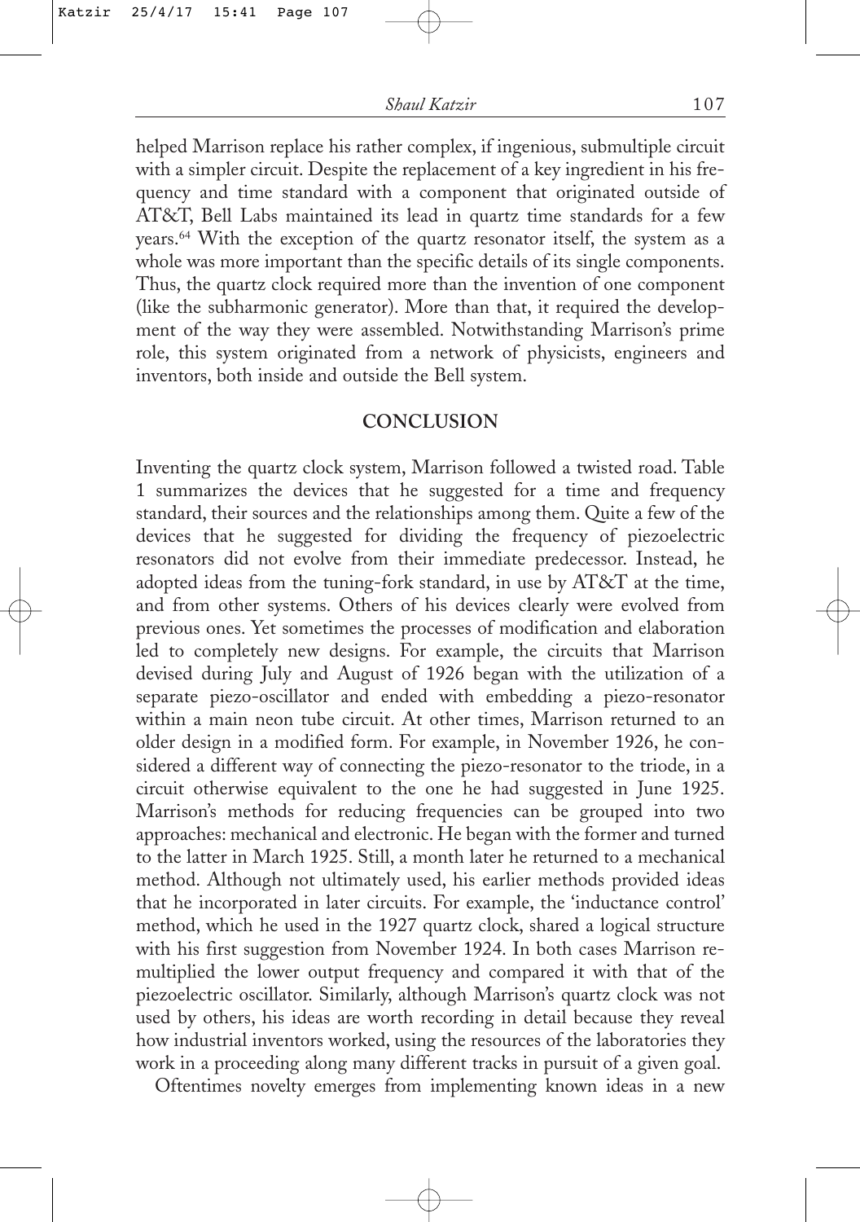helped Marrison replace his rather complex, if ingenious, submultiple circuit with a simpler circuit. Despite the replacement of a key ingredient in his frequency and time standard with a component that originated outside of AT&T, Bell Labs maintained its lead in quartz time standards for a few years.[64] With the exception of the quartz resonator itself, the system as a whole was more important than the specific details of its single components. Thus, the quartz clock required more than the invention of one component (like the subharmonic generator). More than that, it required the development of the way they were assembled. Notwithstanding Marrison's prime role, this system originated from a network of physicists, engineers and inventors, both inside and outside the Bell system.

## CONCLUSION

Inventing the quartz clock system, Marrison followed a twisted road. Table 1 summarizes the devices that he suggested for a time and frequency standard, their sources and the relationships among them. Quite a few of the devices that he suggested for dividing the frequency of piezoelectric resonators did not evolve from their immediate predecessor. Instead, he adopted ideas from the tuning-fork standard, in use by AT&T at the time, and from other systems. Others of his devices clearly were evolved from previous ones. Yet sometimes the processes of modification and elaboration led to completely new designs. For example, the circuits that Marrison devised during July and August of 1926 began with the utilization of a separate piezo-oscillator and ended with embedding a piezo-resonator within a main neon tube circuit. At other times, Marrison returned to an older design in a modified form. For example, in November 1926, he considered a different way of connecting the piezo-resonator to the triode, in a circuit otherwise equivalent to the one he had suggested in June 1925. Marrison's methods for reducing frequencies can be grouped into two approaches: mechanical and electronic. He began with the former and turned to the latter in March 1925. Still, a month later he returned to a mechanical method. Although not ultimately used, his earlier methods provided ideas that he incorporated in later circuits. For example, the 'inductance control' method, which he used in the 1927 quartz clock, shared a logical structure with his first suggestion from November 1924. In both cases Marrison remultiplied the lower output frequency and compared it with that of the piezoelectric oscillator. Similarly, although Marrison's quartz clock was not used by others, his ideas are worth recording in detail because they reveal how industrial inventors worked, using the resources of the laboratories they work in a proceeding along many different tracks in pursuit of a given goal.

Oftentimes novelty emerges from implementing known ideas in a new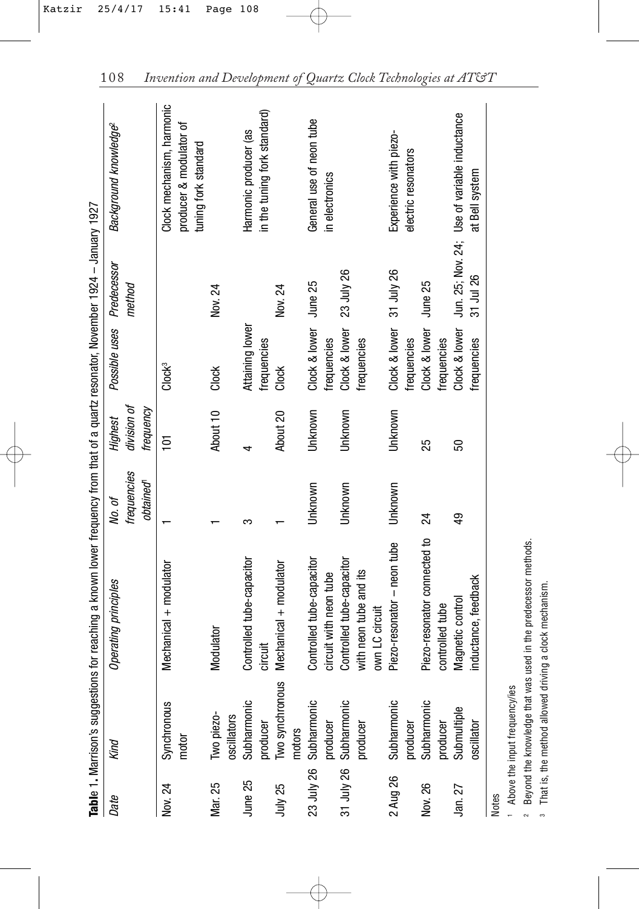**Table 1.** Marrison's suggestions for reaching a known lower frequency from that of a quartz resonator, November 1924 – January 1927

| *Date* | *Kind* | *Operating principles* | *No. of frequencies obtained*[1] | *Highest division of frequency* | *Possible uses* | *Predecessor method* | *Background knowledge*[2] |
|---|---|---|---|---|---|---|---|
| Nov. 24 | Synchronous motor | Mechanical + modulator | 1 | 101 | Clock[3] | | Clock mechanism, harmonic producer & modulator of tuning fork standard |
| Mar. 25 | Two piezo-oscillators | Modulator | 1 | About 10 | Clock | Nov. 24 | |
| June 25 | Subharmonic producer | Controlled tube-capacitor circuit | 3 | 4 | Attaining lower frequencies | | Harmonic producer (as in the tuning fork standard) |
| July 25 | Two synchronous motors | Mechanical + modulator | 1 | About 20 | Clock | Nov. 24 | |
| 23 July 26 | Subharmonic producer | Controlled tube-capacitor circuit with neon tube | Unknown | Unknown | Clock & lower frequencies | June 25 | General use of neon tube in electronics |
| 31 July 26 | Subharmonic producer | Controlled tube-capacitor with neon tube and its own LC circuit | Unknown | Unknown | Clock & lower frequencies | 23 July 26 | |
| 2 Aug 26 | Subharmonic producer | Piezo-resonator – neon tube | Unknown | Unknown | Clock & lower frequencies | 31 July 26 | Experience with piezo-electric resonators |
| Nov. 26 | Subharmonic producer | Piezo-resonator connected to controlled tube | 24 | 25 | Clock & lower frequencies | June 25 | |
| Jan. 27 | Submultiple oscillator | Magnetic control inductance, feedback | 49 | 50 | Clock & lower frequencies | Jun. 25; Nov. 24; 31 Jul 26 | Use of variable inductance at Bell system |

Notes

1. Above the input frequency/ies
2. Beyond the knowledge that was used in the predecessor methods.
3. That is, the method allowed driving a clock mechanism.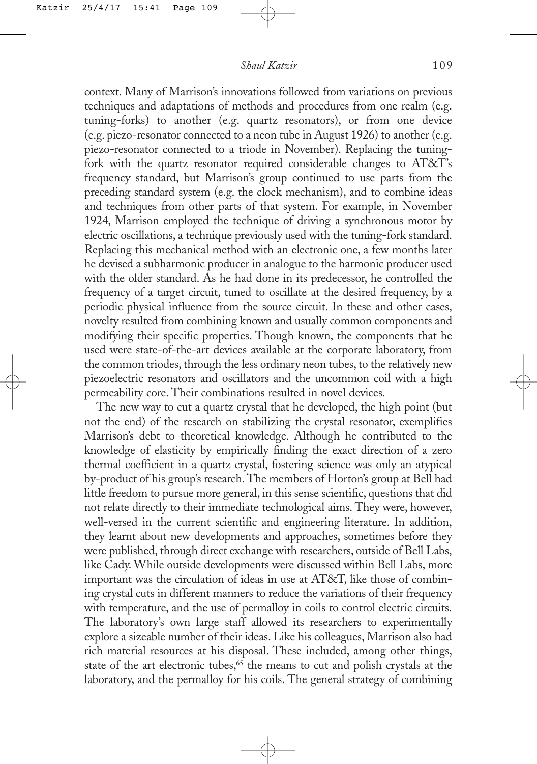context. Many of Marrison's innovations followed from variations on previous techniques and adaptations of methods and procedures from one realm (e.g. tuning-forks) to another (e.g. quartz resonators), or from one device (e.g. piezo-resonator connected to a neon tube in August 1926) to another (e.g. piezo-resonator connected to a triode in November). Replacing the tuning-fork with the quartz resonator required considerable changes to AT&T's frequency standard, but Marrison's group continued to use parts from the preceding standard system (e.g. the clock mechanism), and to combine ideas and techniques from other parts of that system. For example, in November 1924, Marrison employed the technique of driving a synchronous motor by electric oscillations, a technique previously used with the tuning-fork standard. Replacing this mechanical method with an electronic one, a few months later he devised a subharmonic producer in analogue to the harmonic producer used with the older standard. As he had done in its predecessor, he controlled the frequency of a target circuit, tuned to oscillate at the desired frequency, by a periodic physical influence from the source circuit. In these and other cases, novelty resulted from combining known and usually common components and modifying their specific properties. Though known, the components that he used were state-of-the-art devices available at the corporate laboratory, from the common triodes, through the less ordinary neon tubes, to the relatively new piezoelectric resonators and oscillators and the uncommon coil with a high permeability core. Their combinations resulted in novel devices.

The new way to cut a quartz crystal that he developed, the high point (but not the end) of the research on stabilizing the crystal resonator, exemplifies Marrison's debt to theoretical knowledge. Although he contributed to the knowledge of elasticity by empirically finding the exact direction of a zero thermal coefficient in a quartz crystal, fostering science was only an atypical by-product of his group's research. The members of Horton's group at Bell had little freedom to pursue more general, in this sense scientific, questions that did not relate directly to their immediate technological aims. They were, however, well-versed in the current scientific and engineering literature. In addition, they learnt about new developments and approaches, sometimes before they were published, through direct exchange with researchers, outside of Bell Labs, like Cady. While outside developments were discussed within Bell Labs, more important was the circulation of ideas in use at AT&T, like those of combining crystal cuts in different manners to reduce the variations of their frequency with temperature, and the use of permalloy in coils to control electric circuits. The laboratory's own large staff allowed its researchers to experimentally explore a sizeable number of their ideas. Like his colleagues, Marrison also had rich material resources at his disposal. These included, among other things, state of the art electronic tubes,[65] the means to cut and polish crystals at the laboratory, and the permalloy for his coils. The general strategy of combining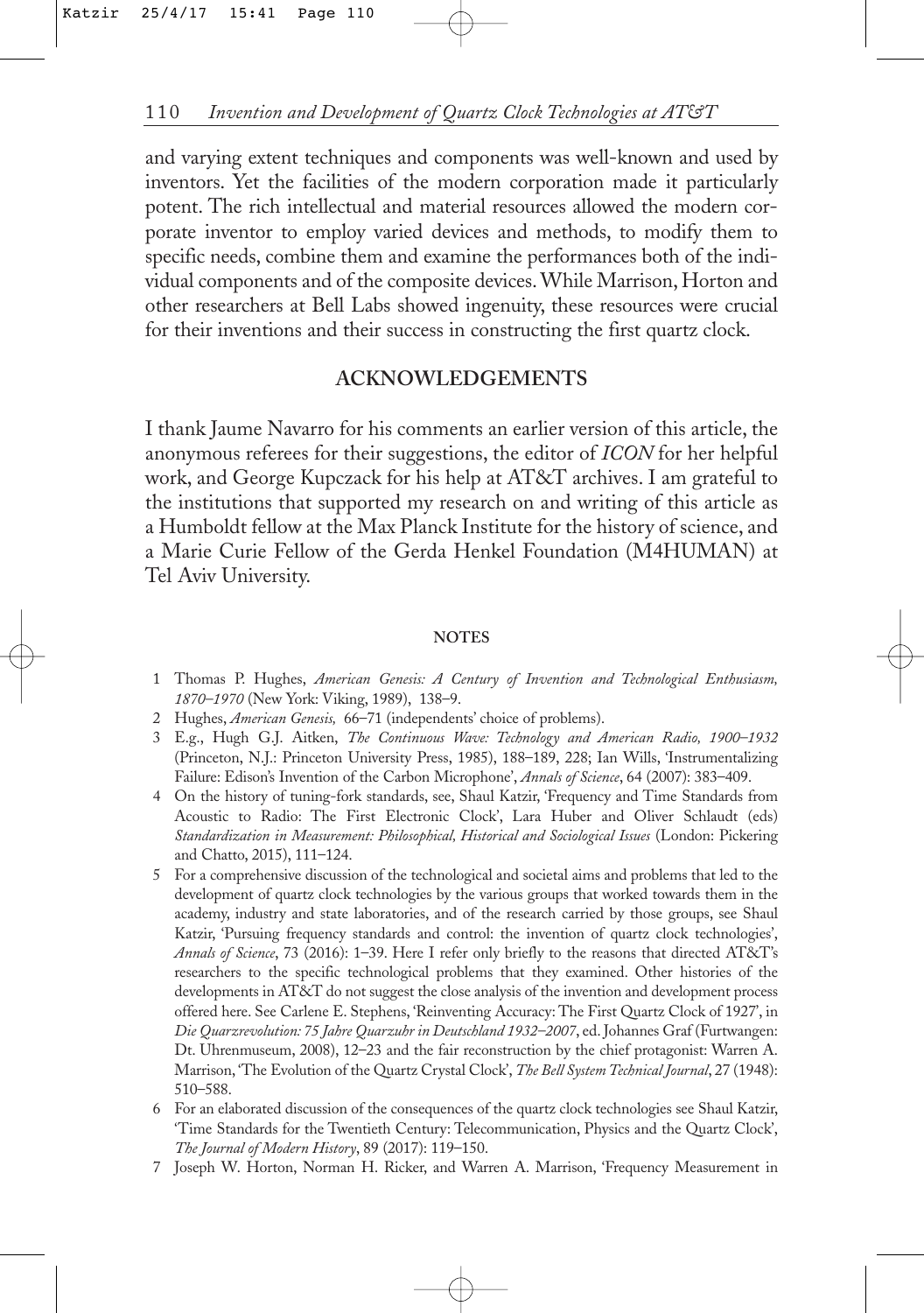and varying extent techniques and components was well-known and used by inventors. Yet the facilities of the modern corporation made it particularly potent. The rich intellectual and material resources allowed the modern corporate inventor to employ varied devices and methods, to modify them to specific needs, combine them and examine the performances both of the individual components and of the composite devices. While Marrison, Horton and other researchers at Bell Labs showed ingenuity, these resources were crucial for their inventions and their success in constructing the first quartz clock.

## ACKNOWLEDGEMENTS

I thank Jaume Navarro for his comments an earlier version of this article, the anonymous referees for their suggestions, the editor of *ICON* for her helpful work, and George Kupczack for his help at AT&T archives. I am grateful to the institutions that supported my research on and writing of this article as a Humboldt fellow at the Max Planck Institute for the history of science, and a Marie Curie Fellow of the Gerda Henkel Foundation (M4HUMAN) at Tel Aviv University.

### NOTES

1 Thomas P. Hughes, *American Genesis: A Century of Invention and Technological Enthusiasm, 1870–1970* (New York: Viking, 1989), 138–9.

2 Hughes, *American Genesis,* 66–71 (independents' choice of problems).

3 E.g., Hugh G.J. Aitken, *The Continuous Wave: Technology and American Radio, 1900–1932* (Princeton, N.J.: Princeton University Press, 1985), 188–189, 228; Ian Wills, 'Instrumentalizing Failure: Edison's Invention of the Carbon Microphone', *Annals of Science*, 64 (2007): 383–409.

4 On the history of tuning-fork standards, see, Shaul Katzir, 'Frequency and Time Standards from Acoustic to Radio: The First Electronic Clock', Lara Huber and Oliver Schlaudt (eds) *Standardization in Measurement: Philosophical, Historical and Sociological Issues* (London: Pickering and Chatto, 2015), 111–124.

5 For a comprehensive discussion of the technological and societal aims and problems that led to the development of quartz clock technologies by the various groups that worked towards them in the academy, industry and state laboratories, and of the research carried by those groups, see Shaul Katzir, 'Pursuing frequency standards and control: the invention of quartz clock technologies', *Annals of Science*, 73 (2016): 1–39. Here I refer only briefly to the reasons that directed AT&T's researchers to the specific technological problems that they examined. Other histories of the developments in AT&T do not suggest the close analysis of the invention and development process offered here. See Carlene E. Stephens, 'Reinventing Accuracy: The First Quartz Clock of 1927', in *Die Quarzrevolution: 75 Jahre Quarzuhr in Deutschland 1932–2007*, ed. Johannes Graf (Furtwangen: Dt. Uhrenmuseum, 2008), 12–23 and the fair reconstruction by the chief protagonist: Warren A. Marrison, 'The Evolution of the Quartz Crystal Clock', *The Bell System Technical Journal*, 27 (1948): 510–588.

6 For an elaborated discussion of the consequences of the quartz clock technologies see Shaul Katzir, 'Time Standards for the Twentieth Century: Telecommunication, Physics and the Quartz Clock', *The Journal of Modern History*, 89 (2017): 119–150.

7 Joseph W. Horton, Norman H. Ricker, and Warren A. Marrison, 'Frequency Measurement in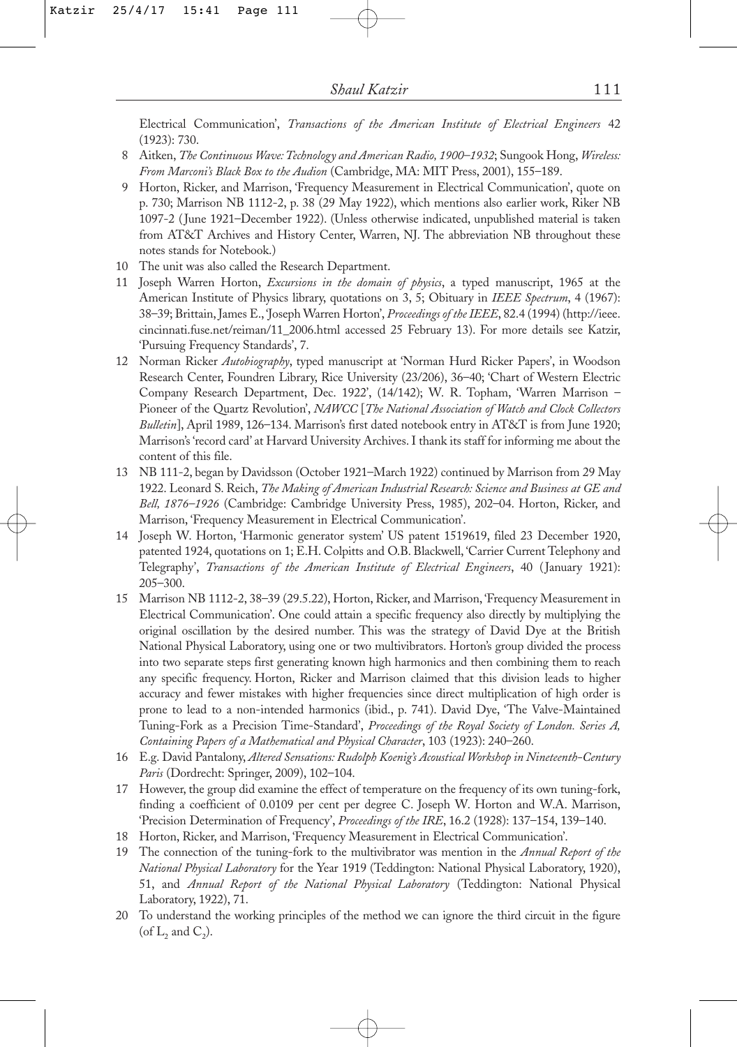Electrical Communication', *Transactions of the American Institute of Electrical Engineers* 42 (1923): 730.

8 Aitken, *The Continuous Wave: Technology and American Radio, 1900–1932*; Sungook Hong, *Wireless: From Marconi's Black Box to the Audion* (Cambridge, MA: MIT Press, 2001), 155–189.

9 Horton, Ricker, and Marrison, 'Frequency Measurement in Electrical Communication', quote on p. 730; Marrison NB 1112-2, p. 38 (29 May 1922), which mentions also earlier work, Riker NB 1097-2 (June 1921–December 1922). (Unless otherwise indicated, unpublished material is taken from AT&T Archives and History Center, Warren, NJ. The abbreviation NB throughout these notes stands for Notebook.)

10 The unit was also called the Research Department.

11 Joseph Warren Horton, *Excursions in the domain of physics*, a typed manuscript, 1965 at the American Institute of Physics library, quotations on 3, 5; Obituary in *IEEE Spectrum*, 4 (1967): 38–39; Brittain, James E., 'Joseph Warren Horton', *Proceedings of the IEEE*, 82.4 (1994) (http://ieee.cincinnati.fuse.net/reiman/11_2006.html accessed 25 February 13). For more details see Katzir, 'Pursuing Frequency Standards', 7.

12 Norman Ricker *Autobiography*, typed manuscript at 'Norman Hurd Ricker Papers', in Woodson Research Center, Foundren Library, Rice University (23/206), 36–40; 'Chart of Western Electric Company Research Department, Dec. 1922', (14/142); W. R. Topham, 'Warren Marrison – Pioneer of the Quartz Revolution', *NAWCC* [*The National Association of Watch and Clock Collectors Bulletin*], April 1989, 126–134. Marrison's first dated notebook entry in AT&T is from June 1920; Marrison's 'record card' at Harvard University Archives. I thank its staff for informing me about the content of this file.

13 NB 111-2, began by Davidsson (October 1921–March 1922) continued by Marrison from 29 May 1922. Leonard S. Reich, *The Making of American Industrial Research: Science and Business at GE and Bell, 1876–1926* (Cambridge: Cambridge University Press, 1985), 202–04. Horton, Ricker, and Marrison, 'Frequency Measurement in Electrical Communication'.

14 Joseph W. Horton, 'Harmonic generator system' US patent 1519619, filed 23 December 1920, patented 1924, quotations on 1; E.H. Colpitts and O.B. Blackwell, 'Carrier Current Telephony and Telegraphy', *Transactions of the American Institute of Electrical Engineers*, 40 (January 1921): 205–300.

15 Marrison NB 1112-2, 38–39 (29.5.22), Horton, Ricker, and Marrison, 'Frequency Measurement in Electrical Communication'. One could attain a specific frequency also directly by multiplying the original oscillation by the desired number. This was the strategy of David Dye at the British National Physical Laboratory, using one or two multivibrators. Horton's group divided the process into two separate steps first generating known high harmonics and then combining them to reach any specific frequency. Horton, Ricker and Marrison claimed that this division leads to higher accuracy and fewer mistakes with higher frequencies since direct multiplication of high order is prone to lead to a non-intended harmonics (ibid., p. 741). David Dye, 'The Valve-Maintained Tuning-Fork as a Precision Time-Standard', *Proceedings of the Royal Society of London. Series A, Containing Papers of a Mathematical and Physical Character*, 103 (1923): 240–260.

16 E.g. David Pantalony, *Altered Sensations: Rudolph Koenig's Acoustical Workshop in Nineteenth-Century Paris* (Dordrecht: Springer, 2009), 102–104.

17 However, the group did examine the effect of temperature on the frequency of its own tuning-fork, finding a coefficient of 0.0109 per cent per degree C. Joseph W. Horton and W.A. Marrison, 'Precision Determination of Frequency', *Proceedings of the IRE*, 16.2 (1928): 137–154, 139–140.

18 Horton, Ricker, and Marrison, 'Frequency Measurement in Electrical Communication'.

19 The connection of the tuning-fork to the multivibrator was mention in the *Annual Report of the National Physical Laboratory* for the Year 1919 (Teddington: National Physical Laboratory, 1920), 51, and *Annual Report of the National Physical Laboratory* (Teddington: National Physical Laboratory, 1922), 71.

20 To understand the working principles of the method we can ignore the third circuit in the figure (of $L_2$ and $C_2$).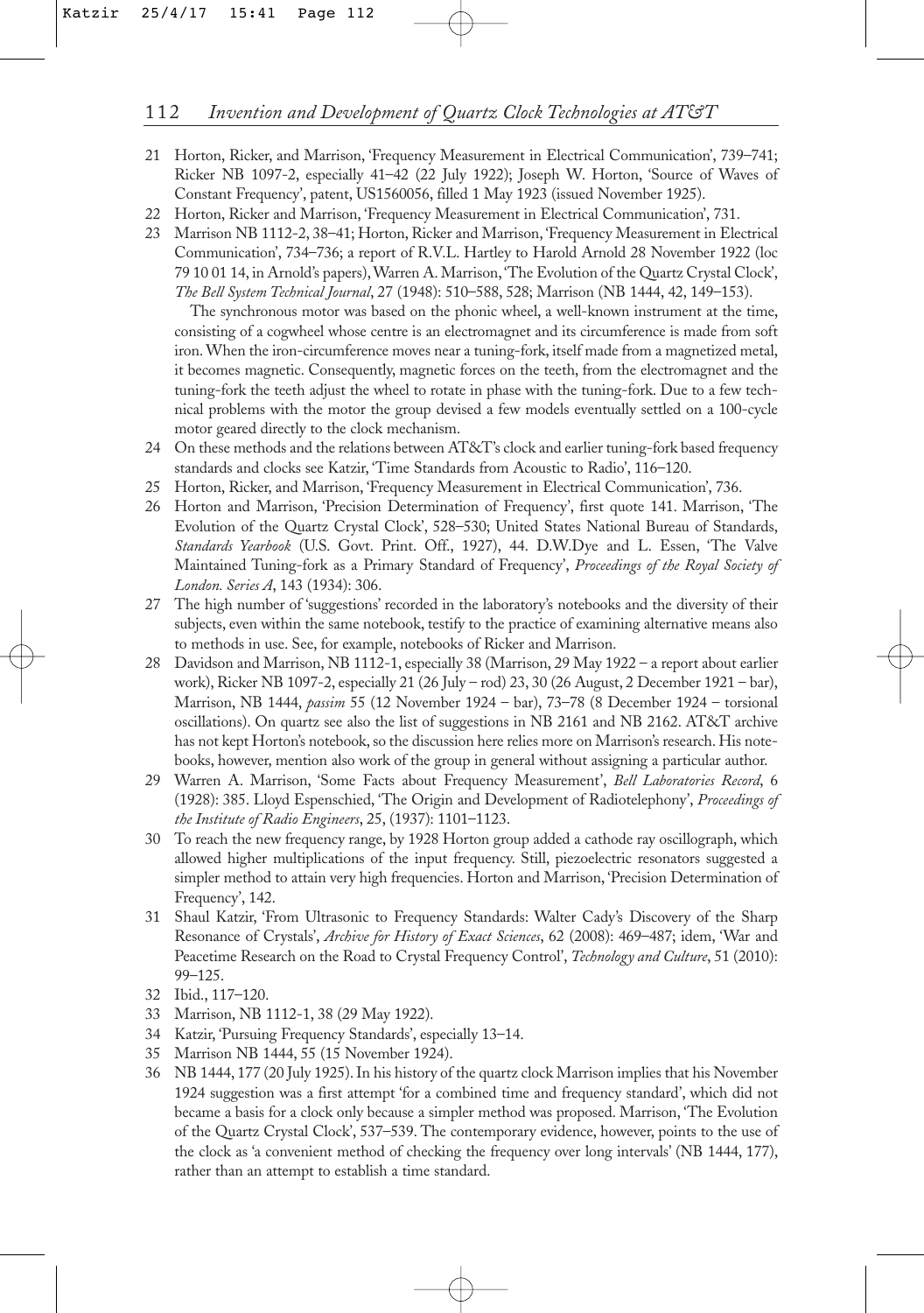21 Horton, Ricker, and Marrison, 'Frequency Measurement in Electrical Communication', 739–741; Ricker NB 1097-2, especially 41–42 (22 July 1922); Joseph W. Horton, 'Source of Waves of Constant Frequency', patent, US1560056, filled 1 May 1923 (issued November 1925).

22 Horton, Ricker and Marrison, 'Frequency Measurement in Electrical Communication', 731.

23 Marrison NB 1112-2, 38–41; Horton, Ricker and Marrison, 'Frequency Measurement in Electrical Communication', 734–736; a report of R.V.L. Hartley to Harold Arnold 28 November 1922 (loc 79 10 01 14, in Arnold's papers), Warren A. Marrison, 'The Evolution of the Quartz Crystal Clock', *The Bell System Technical Journal*, 27 (1948): 510–588, 528; Marrison (NB 1444, 42, 149–153).

The synchronous motor was based on the phonic wheel, a well-known instrument at the time, consisting of a cogwheel whose centre is an electromagnet and its circumference is made from soft iron. When the iron-circumference moves near a tuning-fork, itself made from a magnetized metal, it becomes magnetic. Consequently, magnetic forces on the teeth, from the electromagnet and the tuning-fork the teeth adjust the wheel to rotate in phase with the tuning-fork. Due to a few technical problems with the motor the group devised a few models eventually settled on a 100-cycle motor geared directly to the clock mechanism.

24 On these methods and the relations between AT&T's clock and earlier tuning-fork based frequency standards and clocks see Katzir, 'Time Standards from Acoustic to Radio', 116–120.

25 Horton, Ricker, and Marrison, 'Frequency Measurement in Electrical Communication', 736.

26 Horton and Marrison, 'Precision Determination of Frequency', first quote 141. Marrison, 'The Evolution of the Quartz Crystal Clock', 528–530; United States National Bureau of Standards, *Standards Yearbook* (U.S. Govt. Print. Off., 1927), 44. D.W.Dye and L. Essen, 'The Valve Maintained Tuning-fork as a Primary Standard of Frequency', *Proceedings of the Royal Society of London. Series A*, 143 (1934): 306.

27 The high number of 'suggestions' recorded in the laboratory's notebooks and the diversity of their subjects, even within the same notebook, testify to the practice of examining alternative means also to methods in use. See, for example, notebooks of Ricker and Marrison.

28 Davidson and Marrison, NB 1112-1, especially 38 (Marrison, 29 May 1922 – a report about earlier work), Ricker NB 1097-2, especially 21 (26 July – rod) 23, 30 (26 August, 2 December 1921 – bar), Marrison, NB 1444, *passim* 55 (12 November 1924 – bar), 73–78 (8 December 1924 – torsional oscillations). On quartz see also the list of suggestions in NB 2161 and NB 2162. AT&T archive has not kept Horton's notebook, so the discussion here relies more on Marrison's research. His notebooks, however, mention also work of the group in general without assigning a particular author.

29 Warren A. Marrison, 'Some Facts about Frequency Measurement', *Bell Laboratories Record*, 6 (1928): 385. Lloyd Espenschied, 'The Origin and Development of Radiotelephony', *Proceedings of the Institute of Radio Engineers*, 25, (1937): 1101–1123.

30 To reach the new frequency range, by 1928 Horton group added a cathode ray oscillograph, which allowed higher multiplications of the input frequency. Still, piezoelectric resonators suggested a simpler method to attain very high frequencies. Horton and Marrison, 'Precision Determination of Frequency', 142.

31 Shaul Katzir, 'From Ultrasonic to Frequency Standards: Walter Cady's Discovery of the Sharp Resonance of Crystals', *Archive for History of Exact Sciences*, 62 (2008): 469–487; idem, 'War and Peacetime Research on the Road to Crystal Frequency Control', *Technology and Culture*, 51 (2010): 99–125.

32 Ibid., 117–120.

33 Marrison, NB 1112-1, 38 (29 May 1922).

34 Katzir, 'Pursuing Frequency Standards', especially 13–14.

35 Marrison NB 1444, 55 (15 November 1924).

36 NB 1444, 177 (20 July 1925). In his history of the quartz clock Marrison implies that his November 1924 suggestion was a first attempt 'for a combined time and frequency standard', which did not became a basis for a clock only because a simpler method was proposed. Marrison, 'The Evolution of the Quartz Crystal Clock', 537–539. The contemporary evidence, however, points to the use of the clock as 'a convenient method of checking the frequency over long intervals' (NB 1444, 177), rather than an attempt to establish a time standard.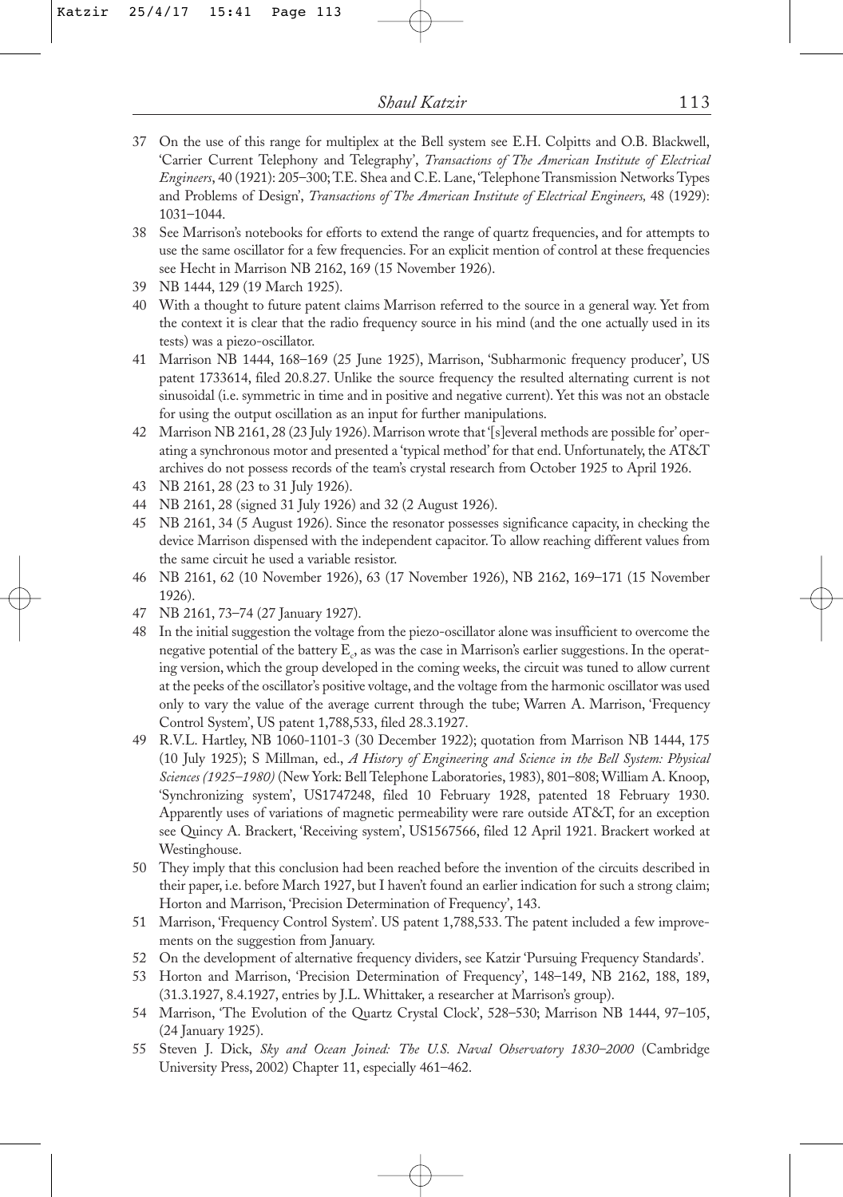37 On the use of this range for multiplex at the Bell system see E.H. Colpitts and O.B. Blackwell, 'Carrier Current Telephony and Telegraphy', *Transactions of The American Institute of Electrical Engineers*, 40 (1921): 205–300; T.E. Shea and C.E. Lane, 'Telephone Transmission Networks Types and Problems of Design', *Transactions of The American Institute of Electrical Engineers,* 48 (1929): 1031–1044.

38 See Marrison's notebooks for efforts to extend the range of quartz frequencies, and for attempts to use the same oscillator for a few frequencies. For an explicit mention of control at these frequencies see Hecht in Marrison NB 2162, 169 (15 November 1926).

39 NB 1444, 129 (19 March 1925).

40 With a thought to future patent claims Marrison referred to the source in a general way. Yet from the context it is clear that the radio frequency source in his mind (and the one actually used in its tests) was a piezo-oscillator.

41 Marrison NB 1444, 168–169 (25 June 1925), Marrison, 'Subharmonic frequency producer', US patent 1733614, filed 20.8.27. Unlike the source frequency the resulted alternating current is not sinusoidal (i.e. symmetric in time and in positive and negative current). Yet this was not an obstacle for using the output oscillation as an input for further manipulations.

42 Marrison NB 2161, 28 (23 July 1926). Marrison wrote that '[s]everal methods are possible for' operating a synchronous motor and presented a 'typical method' for that end. Unfortunately, the AT&T archives do not possess records of the team's crystal research from October 1925 to April 1926.

43 NB 2161, 28 (23 to 31 July 1926).

44 NB 2161, 28 (signed 31 July 1926) and 32 (2 August 1926).

45 NB 2161, 34 (5 August 1926). Since the resonator possesses significance capacity, in checking the device Marrison dispensed with the independent capacitor. To allow reaching different values from the same circuit he used a variable resistor.

46 NB 2161, 62 (10 November 1926), 63 (17 November 1926), NB 2162, 169–171 (15 November 1926).

47 NB 2161, 73–74 (27 January 1927).

48 In the initial suggestion the voltage from the piezo-oscillator alone was insufficient to overcome the negative potential of the battery $E_c$, as was the case in Marrison's earlier suggestions. In the operating version, which the group developed in the coming weeks, the circuit was tuned to allow current at the peeks of the oscillator's positive voltage, and the voltage from the harmonic oscillator was used only to vary the value of the average current through the tube; Warren A. Marrison, 'Frequency Control System', US patent 1,788,533, filed 28.3.1927.

49 R.V.L. Hartley, NB 1060-1101-3 (30 December 1922); quotation from Marrison NB 1444, 175 (10 July 1925); S Millman, ed., *A History of Engineering and Science in the Bell System: Physical Sciences (1925–1980)* (New York: Bell Telephone Laboratories, 1983), 801–808; William A. Knoop, 'Synchronizing system', US1747248, filed 10 February 1928, patented 18 February 1930. Apparently uses of variations of magnetic permeability were rare outside AT&T, for an exception see Quincy A. Brackert, 'Receiving system', US1567566, filed 12 April 1921. Brackert worked at Westinghouse.

50 They imply that this conclusion had been reached before the invention of the circuits described in their paper, i.e. before March 1927, but I haven't found an earlier indication for such a strong claim; Horton and Marrison, 'Precision Determination of Frequency', 143.

51 Marrison, 'Frequency Control System'. US patent 1,788,533. The patent included a few improvements on the suggestion from January.

52 On the development of alternative frequency dividers, see Katzir 'Pursuing Frequency Standards'.

53 Horton and Marrison, 'Precision Determination of Frequency', 148–149, NB 2162, 188, 189, (31.3.1927, 8.4.1927, entries by J.L. Whittaker, a researcher at Marrison's group).

54 Marrison, 'The Evolution of the Quartz Crystal Clock', 528–530; Marrison NB 1444, 97–105, (24 January 1925).

55 Steven J. Dick, *Sky and Ocean Joined: The U.S. Naval Observatory 1830–2000* (Cambridge University Press, 2002) Chapter 11, especially 461–462.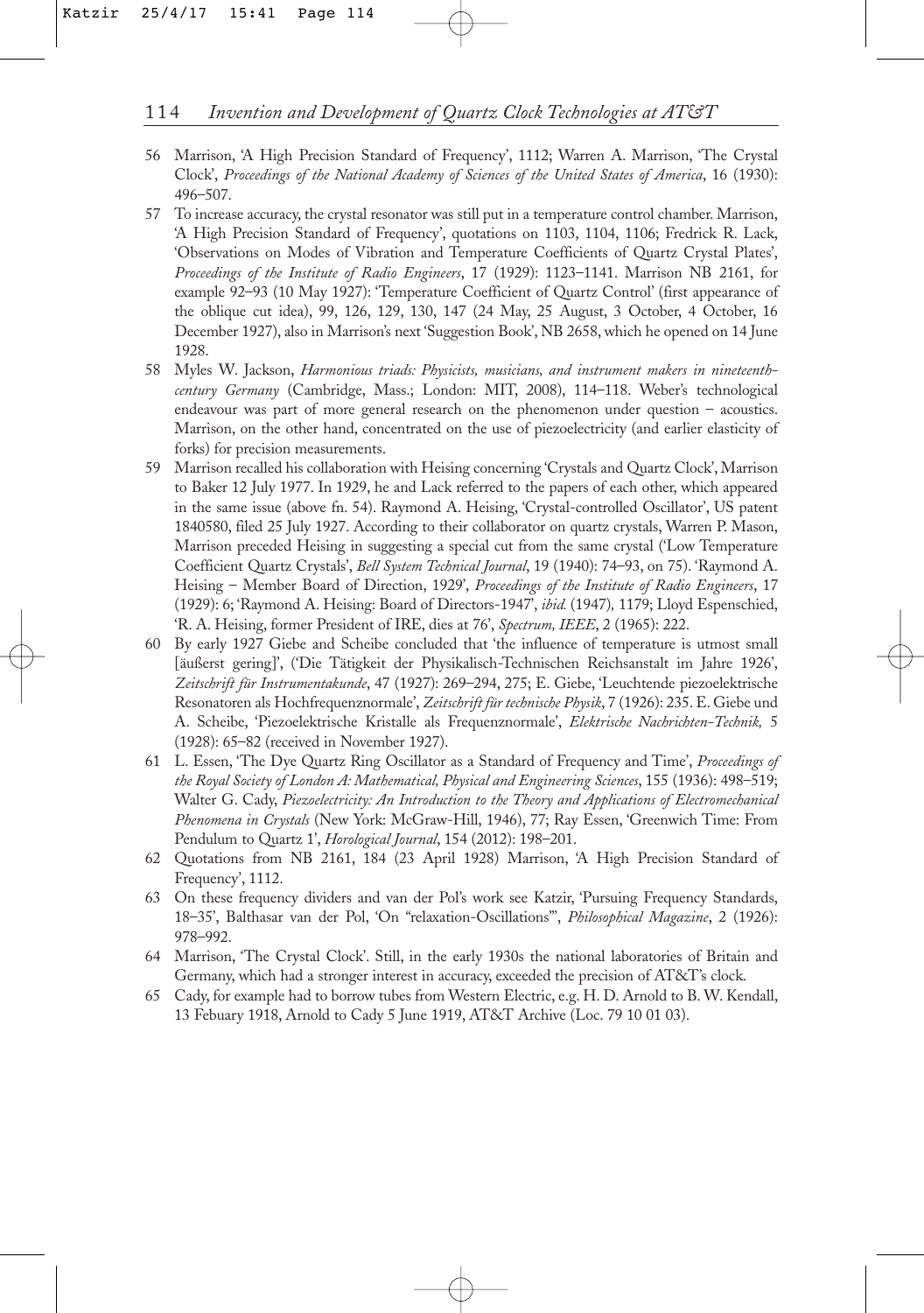56 Marrison, 'A High Precision Standard of Frequency', 1112; Warren A. Marrison, 'The Crystal Clock', *Proceedings of the National Academy of Sciences of the United States of America*, 16 (1930): 496–507.

57 To increase accuracy, the crystal resonator was still put in a temperature control chamber. Marrison, 'A High Precision Standard of Frequency', quotations on 1103, 1104, 1106; Fredrick R. Lack, 'Observations on Modes of Vibration and Temperature Coefficients of Quartz Crystal Plates', *Proceedings of the Institute of Radio Engineers*, 17 (1929): 1123–1141. Marrison NB 2161, for example 92–93 (10 May 1927): 'Temperature Coefficient of Quartz Control' (first appearance of the oblique cut idea), 99, 126, 129, 130, 147 (24 May, 25 August, 3 October, 4 October, 16 December 1927), also in Marrison's next 'Suggestion Book', NB 2658, which he opened on 14 June 1928.

58 Myles W. Jackson, *Harmonious triads: Physicists, musicians, and instrument makers in nineteenth-century Germany* (Cambridge, Mass.; London: MIT, 2008), 114–118. Weber's technological endeavour was part of more general research on the phenomenon under question – acoustics. Marrison, on the other hand, concentrated on the use of piezoelectricity (and earlier elasticity of forks) for precision measurements.

59 Marrison recalled his collaboration with Heising concerning 'Crystals and Quartz Clock', Marrison to Baker 12 July 1977. In 1929, he and Lack referred to the papers of each other, which appeared in the same issue (above fn. 54). Raymond A. Heising, 'Crystal-controlled Oscillator', US patent 1840580, filed 25 July 1927. According to their collaborator on quartz crystals, Warren P. Mason, Marrison preceded Heising in suggesting a special cut from the same crystal ('Low Temperature Coefficient Quartz Crystals', *Bell System Technical Journal*, 19 (1940): 74–93, on 75). 'Raymond A. Heising – Member Board of Direction, 1929', *Proceedings of the Institute of Radio Engineers*, 17 (1929): 6; 'Raymond A. Heising: Board of Directors-1947', *ibid.* (1947), 1179; Lloyd Espenschied, 'R. A. Heising, former President of IRE, dies at 76', *Spectrum, IEEE*, 2 (1965): 222.

60 By early 1927 Giebe and Scheibe concluded that 'the influence of temperature is utmost small [äußerst gering]', ('Die Tätigkeit der Physikalisch-Technischen Reichsanstalt im Jahre 1926', *Zeitschrift für Instrumentakunde*, 47 (1927): 269–294, 275; E. Giebe, 'Leuchtende piezoelektrische Resonatoren als Hochfrequenznormale', *Zeitschrift für technische Physik*, 7 (1926): 235. E. Giebe und A. Scheibe, 'Piezoelektrische Kristalle als Frequenznormale', *Elektrische Nachrichten-Technik,* 5 (1928): 65–82 (received in November 1927).

61 L. Essen, 'The Dye Quartz Ring Oscillator as a Standard of Frequency and Time', *Proceedings of the Royal Society of London A: Mathematical, Physical and Engineering Sciences*, 155 (1936): 498–519; Walter G. Cady, *Piezoelectricity: An Introduction to the Theory and Applications of Electromechanical Phenomena in Crystals* (New York: McGraw-Hill, 1946), 77; Ray Essen, 'Greenwich Time: From Pendulum to Quartz 1', *Horological Journal*, 154 (2012): 198–201.

62 Quotations from NB 2161, 184 (23 April 1928) Marrison, 'A High Precision Standard of Frequency', 1112.

63 On these frequency dividers and van der Pol's work see Katzir, 'Pursuing Frequency Standards, 18–35', Balthasar van der Pol, 'On "relaxation-Oscillations"', *Philosophical Magazine*, 2 (1926): 978–992.

64 Marrison, 'The Crystal Clock'. Still, in the early 1930s the national laboratories of Britain and Germany, which had a stronger interest in accuracy, exceeded the precision of AT&T's clock.

65 Cady, for example had to borrow tubes from Western Electric, e.g. H. D. Arnold to B. W. Kendall, 13 Febuary 1918, Arnold to Cady 5 June 1919, AT&T Archive (Loc. 79 10 01 03).